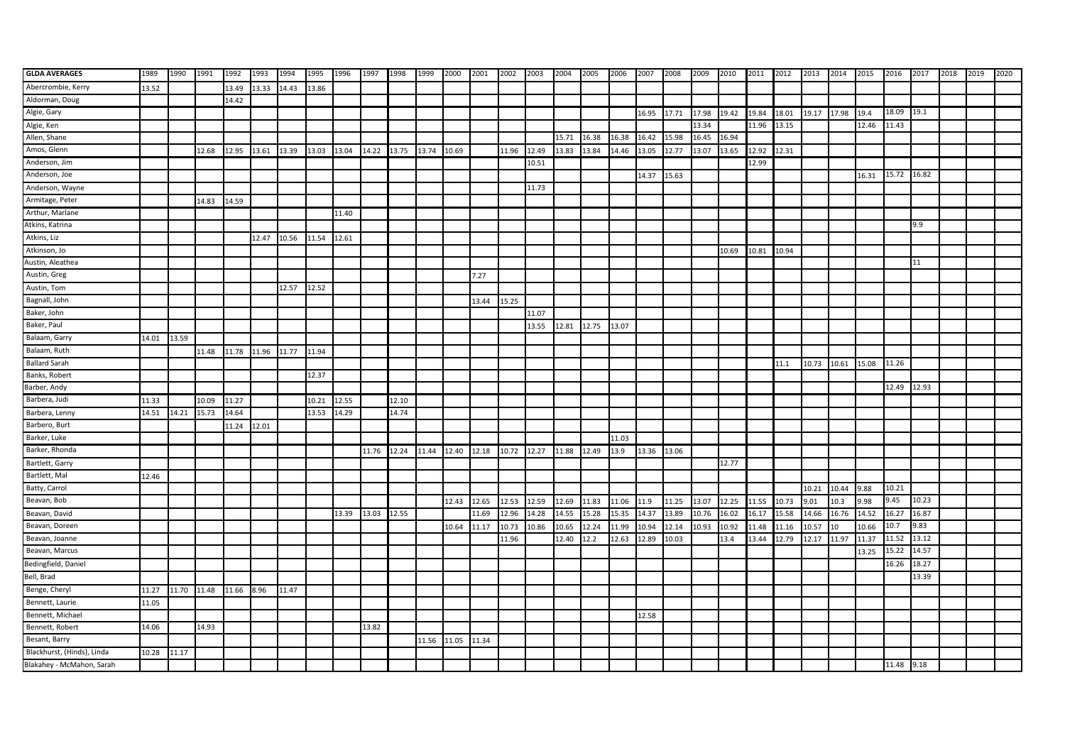| GLDA AVERAGES | 1989 | 1990 | 1991 | 1992 | 1993 | 1994 | 1995 | 1996 | 1997 | 1998 | 1999 | 2000 | 2001 | 2002 | 2003 | 2004 | 2005 | 2006 | 2007 | 2008 | 2009 | 2010 | 2011 | 2012 | 2013 | 2014 | 2015 | 2016 | 2017 | 2018 | 2019 | 2020 |
|---|---|---|---|---|---|---|---|---|---|---|---|---|---|---|---|---|---|---|---|---|---|---|---|---|---|---|---|---|---|---|---|---|
| Abercrombie, Kerry | 13.52 | | | 13.49 | 13.33 | 14.43 | 13.86 | | | | | | | | | | | | | | | | | | | | | | | | | |
| Aldorman, Doug | | | | 14.42 | | | | | | | | | | | | | | | | | | | | | | | | | | | | |
| Algie, Gary | | | | | | | | | | | | | | | | | | | 16.95 | 17.71 | 17.98 | 19.42 | 19.84 | 18.01 | 19.17 | 17.98 | 19.4 | 18.09 | 19.1 | | | |
| Algie, Ken | | | | | | | | | | | | | | | | | | | | | 13.34 | | 11.96 | 13.15 | | | 12.46 | 11.43 | | | | |
| Allen, Shane | | | | | | | | | | | | | | | | 15.71 | 16.38 | 16.38 | 16.42 | 15.98 | 16.45 | 16.94 | | | | | | | | | | |
| Amos, Glenn | | | 12.68 | 12.95 | 13.61 | 13.39 | 13.03 | 13.04 | 14.22 | 13.75 | 13.74 | 10.69 | | 11.96 | 12.49 | 13.83 | 13.84 | 14.46 | 13.05 | 12.77 | 13.07 | 13.65 | 12.92 | 12.31 | | | | | | | | |
| Anderson, Jim | | | | | | | | | | | | | | | 10.51 | | | | | | | | 12.99 | | | | | | | | | |
| Anderson, Joe | | | | | | | | | | | | | | | | | | | 14.37 | 15.63 | | | | | | | 16.31 | 15.72 | 16.82 | | | |
| Anderson, Wayne | | | | | | | | | | | | | | | 11.73 | | | | | | | | | | | | | | | | | |
| Armitage, Peter | | | 14.83 | 14.59 | | | | | | | | | | | | | | | | | | | | | | | | | | | | |
| Arthur, Marlane | | | | | | | | 11.40 | | | | | | | | | | | | | | | | | | | | | | | | |
| Atkins, Katrina | | | | | | | | | | | | | | | | | | | | | | | | | | | | | 9.9 | | | |
| Atkins, Liz | | | | | 12.47 | 10.56 | 11.54 | 12.61 | | | | | | | | | | | | | | | | | | | | | | | | |
| Atkinson, Jo | | | | | | | | | | | | | | | | | | | | | | 10.69 | 10.81 | 10.94 | | | | | | | | |
| Austin, Aleathea | | | | | | | | | | | | | | | | | | | | | | | | | | | | | 11 | | | |
| Austin, Greg | | | | | | | | | | | | | 7.27 | | | | | | | | | | | | | | | | | | | |
| Austin, Tom | | | | | | 12.57 | 12.52 | | | | | | | | | | | | | | | | | | | | | | | | | |
| Bagnall, John | | | | | | | | | | | | | 13.44 | 15.25 | | | | | | | | | | | | | | | | | | |
| Baker, John | | | | | | | | | | | | | | | 11.07 | | | | | | | | | | | | | | | | | |
| Baker, Paul | | | | | | | | | | | | | | | 13.55 | 12.81 | 12.75 | 13.07 | | | | | | | | | | | | | | |
| Balaam, Garry | 14.01 | 13.59 | | | | | | | | | | | | | | | | | | | | | | | | | | | | | | |
| Balaam, Ruth | | | 11.48 | 11.78 | 11.96 | 11.77 | 11.94 | | | | | | | | | | | | | | | | | | | | | | | | | |
| Ballard Sarah | | | | | | | | | | | | | | | | | | | | | | | | 11.1 | 10.73 | 10.61 | 15.08 | 11.26 | | | | |
| Banks, Robert | | | | | | | 12.37 | | | | | | | | | | | | | | | | | | | | | | | | | |
| Barber, Andy | | | | | | | | | | | | | | | | | | | | | | | | | | | | 12.49 | 12.93 | | | |
| Barbera, Judi | 11.33 | | 10.09 | 11.27 | | | 10.21 | 12.55 | | 12.10 | | | | | | | | | | | | | | | | | | | | | | |
| Barbera, Lenny | 14.51 | 14.21 | 15.73 | 14.64 | | | 13.53 | 14.29 | | 14.74 | | | | | | | | | | | | | | | | | | | | | | |
| Barbero, Burt | | | | 11.24 | 12.01 | | | | | | | | | | | | | | | | | | | | | | | | | | | |
| Barker, Luke | | | | | | | | | | | | | | | | | | 11.03 | | | | | | | | | | | | | | |
| Barker, Rhonda | | | | | | | | | 11.76 | 12.24 | 11.44 | 12.40 | 12.18 | 10.72 | 12.27 | 11.88 | 12.49 | 13.9 | 13.36 | 13.06 | | | | | | | | | | | | |
| Bartlett, Garry | | | | | | | | | | | | | | | | | | | | | | 12.77 | | | | | | | | | | |
| Bartlett, Mal | 12.46 | | | | | | | | | | | | | | | | | | | | | | | | | | | | | | | |
| Batty, Carrol | | | | | | | | | | | | | | | | | | | | | | | | | 10.21 | 10.44 | 9.88 | 10.21 | | | | |
| Beavan, Bob | | | | | | | | | | | | 12.43 | 12.65 | 12.53 | 12.59 | 12.69 | 11.83 | 11.06 | 11.9 | 11.25 | 13.07 | 12.25 | 11.55 | 10.73 | 9.01 | 10.3 | 9.98 | 9.45 | 10.23 | | | |
| Beavan, David | | | | | | | | 13.39 | 13.03 | 12.55 | | | 11.69 | 12.96 | 14.28 | 14.55 | 15.28 | 15.35 | 14.37 | 13.89 | 10.76 | 16.02 | 16.17 | 15.58 | 14.66 | 16.76 | 14.52 | 16.27 | 16.87 | | | |
| Beavan, Doreen | | | | | | | | | | | | 10.64 | 11.17 | 10.73 | 10.86 | 10.65 | 12.24 | 11.99 | 10.94 | 12.14 | 10.93 | 10.92 | 11.48 | 11.16 | 10.57 | 10 | 10.66 | 10.7 | 9.83 | | | |
| Beavan, Joanne | | | | | | | | | | | | | | 11.96 | | 12.40 | 12.2 | 12.63 | 12.89 | 10.03 | | 13.4 | 13.44 | 12.79 | 12.17 | 11.97 | 11.37 | 11.52 | 13.12 | | | |
| Beavan, Marcus | | | | | | | | | | | | | | | | | | | | | | | | | | | 13.25 | 15.22 | 14.57 | | | |
| Bedingfield, Daniel | | | | | | | | | | | | | | | | | | | | | | | | | | | | 16.26 | 18.27 | | | |
| Bell, Brad | | | | | | | | | | | | | | | | | | | | | | | | | | | | | 13.39 | | | |
| Benge, Cheryl | 11.27 | 11.70 | 11.48 | 11.66 | 8.96 | 11.47 | | | | | | | | | | | | | | | | | | | | | | | | | | |
| Bennett, Laurie | 11.05 | | | | | | | | | | | | | | | | | | | | | | | | | | | | | | | |
| Bennett, Michael | | | | | | | | | | | | | | | | | | | 12.58 | | | | | | | | | | | | | |
| Bennett, Robert | 14.06 | | 14.93 | | | | | | 13.82 | | | | | | | | | | | | | | | | | | | | | | | |
| Besant, Barry | | | | | | | | | | | 11.56 | 11.05 | 11.34 | | | | | | | | | | | | | | | | | | | |
| Blackhurst, (Hinds), Linda | 10.28 | 11.17 | | | | | | | | | | | | | | | | | | | | | | | | | | | | | | |
| Blakahey - McMahon, Sarah | | | | | | | | | | | | | | | | | | | | | | | | | | | | 11.48 | 9.18 | | | |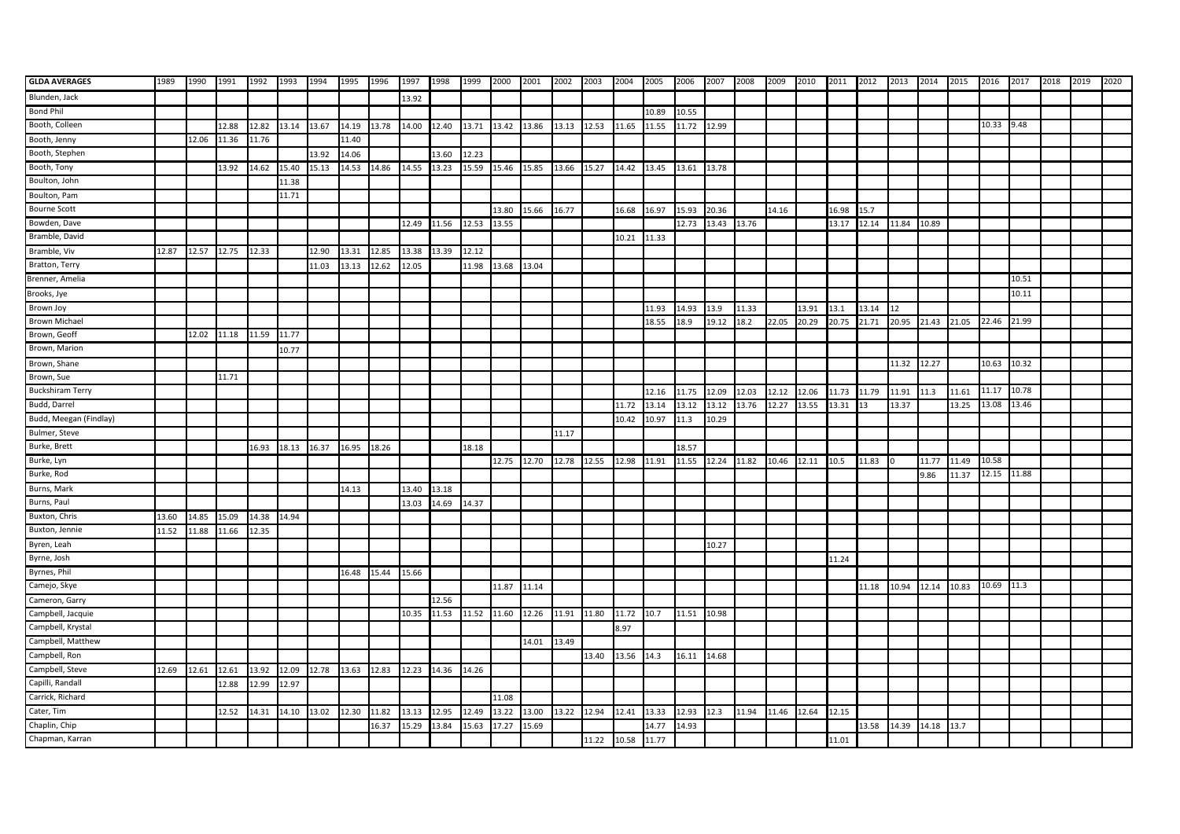| GLDA AVERAGES | 1989 | 1990 | 1991 | 1992 | 1993 | 1994 | 1995 | 1996 | 1997 | 1998 | 1999 | 2000 | 2001 | 2002 | 2003 | 2004 | 2005 | 2006 | 2007 | 2008 | 2009 | 2010 | 2011 | 2012 | 2013 | 2014 | 2015 | 2016 | 2017 | 2018 | 2019 | 2020 |
|---|---|---|---|---|---|---|---|---|---|---|---|---|---|---|---|---|---|---|---|---|---|---|---|---|---|---|---|---|---|---|---|---|
| Blunden, Jack | | | | | | | | | 13.92 | | | | | | | | | | | | | | | | | | | | | | | |
| Bond Phil | | | | | | | | | | | | | | | | | 10.89 | 10.55 | | | | | | | | | | | | | | |
| Booth, Colleen | | | 12.88 | 12.82 | 13.14 | 13.67 | 14.19 | 13.78 | 14.00 | 12.40 | 13.71 | 13.42 | 13.86 | 13.13 | 12.53 | 11.65 | 11.55 | 11.72 | 12.99 | | | | | | | | | 10.33 | 9.48 | | | |
| Booth, Jenny | | 12.06 | 11.36 | 11.76 | | | 11.40 | | | | | | | | | | | | | | | | | | | | | | | | | |
| Booth, Stephen | | | | | | 13.92 | 14.06 | | | 13.60 | 12.23 | | | | | | | | | | | | | | | | | | | | | |
| Booth, Tony | | | 13.92 | 14.62 | 15.40 | 15.13 | 14.53 | 14.86 | 14.55 | 13.23 | 15.59 | 15.46 | 15.85 | 13.66 | 15.27 | 14.42 | 13.45 | 13.61 | 13.78 | | | | | | | | | | | | | |
| Boulton, John | | | | | 11.38 | | | | | | | | | | | | | | | | | | | | | | | | | | | |
| Boulton, Pam | | | | | 11.71 | | | | | | | | | | | | | | | | | | | | | | | | | | | |
| Bourne Scott | | | | | | | | | | | | 13.80 | 15.66 | 16.77 | | 16.68 | 16.97 | 15.93 | 20.36 | | 14.16 | | 16.98 | 15.7 | | | | | | | | |
| Bowden, Dave | | | | | | | | | 12.49 | 11.56 | 12.53 | 13.55 | | | | | | 12.73 | 13.43 | 13.76 | | | 13.17 | 12.14 | 11.84 | 10.89 | | | | | | |
| Bramble, David | | | | | | | | | | | | | | | | 10.21 | 11.33 | | | | | | | | | | | | | | | |
| Bramble, Viv | 12.87 | 12.57 | 12.75 | 12.33 | | 12.90 | 13.31 | 12.85 | 13.38 | 13.39 | 12.12 | | | | | | | | | | | | | | | | | | | | | |
| Bratton, Terry | | | | | | 11.03 | 13.13 | 12.62 | 12.05 | | 11.98 | 13.68 | 13.04 | | | | | | | | | | | | | | | | | | | |
| Brenner, Amelia | | | | | | | | | | | | | | | | | | | | | | | | | | | | | 10.51 | | | |
| Brooks, Jye | | | | | | | | | | | | | | | | | | | | | | | | | | | | | 10.11 | | | |
| Brown Joy | | | | | | | | | | | | | | | | | 11.93 | 14.93 | 13.9 | 11.33 | | 13.91 | 13.1 | 13.14 | 12 | | | | | | | |
| Brown Michael | | | | | | | | | | | | | | | | | 18.55 | 18.9 | 19.12 | 18.2 | 22.05 | 20.29 | 20.75 | 21.71 | 20.95 | 21.43 | 21.05 | 22.46 | 21.99 | | | |
| Brown, Geoff | | 12.02 | 11.18 | 11.59 | 11.77 | | | | | | | | | | | | | | | | | | | | | | | | | | | |
| Brown, Marion | | | | | 10.77 | | | | | | | | | | | | | | | | | | | | | | | | | | | |
| Brown, Shane | | | | | | | | | | | | | | | | | | | | | | | | | 11.32 | 12.27 | | 10.63 | 10.32 | | | |
| Brown, Sue | | | 11.71 | | | | | | | | | | | | | | | | | | | | | | | | | | | | | |
| Buckshiram Terry | | | | | | | | | | | | | | | | | 12.16 | 11.75 | 12.09 | 12.03 | 12.12 | 12.06 | 11.73 | 11.79 | 11.91 | 11.3 | 11.61 | 11.17 | 10.78 | | | |
| Budd, Darrel | | | | | | | | | | | | | | | | 11.72 | 13.14 | 13.12 | 13.12 | 13.76 | 12.27 | 13.55 | 13.31 | 13 | 13.37 | | 13.25 | 13.08 | 13.46 | | | |
| Budd, Meegan (Findlay) | | | | | | | | | | | | | | | | 10.42 | 10.97 | 11.3 | 10.29 | | | | | | | | | | | | | |
| Bulmer, Steve | | | | | | | | | | | | | | 11.17 | | | | | | | | | | | | | | | | | | |
| Burke, Brett | | | | 16.93 | 18.13 | 16.37 | 16.95 | 18.26 | | | 18.18 | | | | | | | 18.57 | | | | | | | | | | | | | | |
| Burke, Lyn | | | | | | | | | | | | 12.75 | 12.70 | 12.78 | 12.55 | 12.98 | 11.91 | 11.55 | 12.24 | 11.82 | 10.46 | 12.11 | 10.5 | 11.83 | 0 | 11.77 | 11.49 | 10.58 | | | | |
| Burke, Rod | | | | | | | | | | | | | | | | | | | | | | | | | | 9.86 | 11.37 | 12.15 | 11.88 | | | |
| Burns, Mark | | | | | | | 14.13 | | 13.40 | 13.18 | | | | | | | | | | | | | | | | | | | | | | |
| Burns, Paul | | | | | | | | | 13.03 | 14.69 | 14.37 | | | | | | | | | | | | | | | | | | | | | |
| Buxton, Chris | 13.60 | 14.85 | 15.09 | 14.38 | 14.94 | | | | | | | | | | | | | | | | | | | | | | | | | | | |
| Buxton, Jennie | 11.52 | 11.88 | 11.66 | 12.35 | | | | | | | | | | | | | | | | | | | | | | | | | | | | |
| Byren, Leah | | | | | | | | | | | | | | | | | | | 10.27 | | | | | | | | | | | | | |
| Byrne, Josh | | | | | | | | | | | | | | | | | | | | | | | 11.24 | | | | | | | | | |
| Byrnes, Phil | | | | | | | 16.48 | 15.44 | 15.66 | | | | | | | | | | | | | | | | | | | | | | | |
| Camejo, Skye | | | | | | | | | | | | 11.87 | 11.14 | | | | | | | | | | | 11.18 | 10.94 | 12.14 | 10.83 | 10.69 | 11.3 | | | |
| Cameron, Garry | | | | | | | | | | 12.56 | | | | | | | | | | | | | | | | | | | | | | |
| Campbell, Jacquie | | | | | | | | | 10.35 | 11.53 | 11.52 | 11.60 | 12.26 | 11.91 | 11.80 | 11.72 | 10.7 | 11.51 | 10.98 | | | | | | | | | | | | | |
| Campbell, Krystal | | | | | | | | | | | | | | | | 8.97 | | | | | | | | | | | | | | | | |
| Campbell, Matthew | | | | | | | | | | | | | 14.01 | 13.49 | | | | | | | | | | | | | | | | | | |
| Campbell, Ron | | | | | | | | | | | | | | | 13.40 | 13.56 | 14.3 | 16.11 | 14.68 | | | | | | | | | | | | | |
| Campbell, Steve | 12.69 | 12.61 | 12.61 | 13.92 | 12.09 | 12.78 | 13.63 | 12.83 | 12.23 | 14.36 | 14.26 | | | | | | | | | | | | | | | | | | | | | |
| Capilli, Randall | | | 12.88 | 12.99 | 12.97 | | | | | | | | | | | | | | | | | | | | | | | | | | | |
| Carrick, Richard | | | | | | | | | | | | 11.08 | | | | | | | | | | | | | | | | | | | | |
| Cater, Tim | | | 12.52 | 14.31 | 14.10 | 13.02 | 12.30 | 11.82 | 13.13 | 12.95 | 12.49 | 13.22 | 13.00 | 13.22 | 12.94 | 12.41 | 13.33 | 12.93 | 12.3 | 11.94 | 11.46 | 12.64 | 12.15 | | | | | | | | | |
| Chaplin, Chip | | | | | | | | 16.37 | 15.29 | 13.84 | 15.63 | 17.27 | 15.69 | | | | 14.77 | 14.93 | | | | | | 13.58 | 14.39 | 14.18 | 13.7 | | | | | |
| Chapman, Karran | | | | | | | | | | | | | | | 11.22 | 10.58 | 11.77 | | | | | | 11.01 | | | | | | | | | |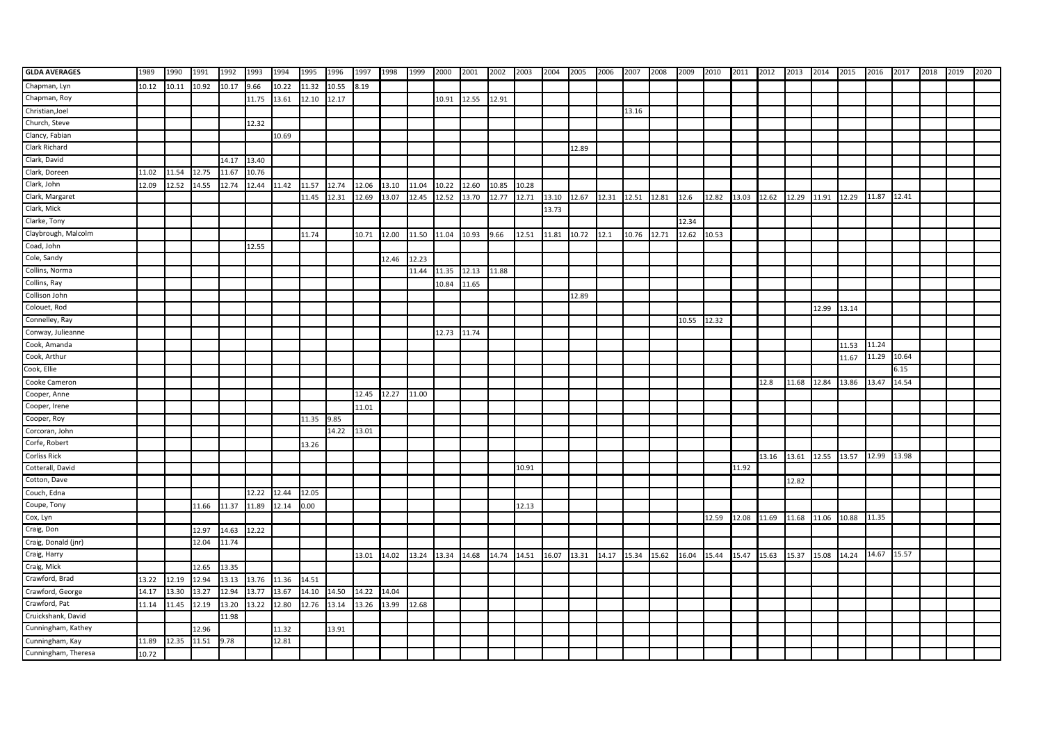| GLDA AVERAGES | 1989 | 1990 | 1991 | 1992 | 1993 | 1994 | 1995 | 1996 | 1997 | 1998 | 1999 | 2000 | 2001 | 2002 | 2003 | 2004 | 2005 | 2006 | 2007 | 2008 | 2009 | 2010 | 2011 | 2012 | 2013 | 2014 | 2015 | 2016 | 2017 | 2018 | 2019 | 2020 |
|---|---|---|---|---|---|---|---|---|---|---|---|---|---|---|---|---|---|---|---|---|---|---|---|---|---|---|---|---|---|---|---|---|
| Chapman, Lyn | 10.12 | 10.11 | 10.92 | 10.17 | 9.66 | 10.22 | 11.32 | 10.55 | 8.19 | | | | | | | | | | | | | | | | | | | | | | | |
| Chapman, Roy | | | | | 11.75 | 13.61 | 12.10 | 12.17 | | | | 10.91 | 12.55 | 12.91 | | | | | | | | | | | | | | | | | | |
| Christian,Joel | | | | | | | | | | | | | | | | | | | 13.16 | | | | | | | | | | | | | |
| Church, Steve | | | | | 12.32 | | | | | | | | | | | | | | | | | | | | | | | | | | | |
| Clancy, Fabian | | | | | | 10.69 | | | | | | | | | | | | | | | | | | | | | | | | | | |
| Clark Richard | | | | | | | | | | | | | | | | | 12.89 | | | | | | | | | | | | | | | |
| Clark, David | | | | 14.17 | 13.40 | | | | | | | | | | | | | | | | | | | | | | | | | | | |
| Clark, Doreen | 11.02 | 11.54 | 12.75 | 11.67 | 10.76 | | | | | | | | | | | | | | | | | | | | | | | | | | | |
| Clark, John | 12.09 | 12.52 | 14.55 | 12.74 | 12.44 | 11.42 | 11.57 | 12.74 | 12.06 | 13.10 | 11.04 | 10.22 | 12.60 | 10.85 | 10.28 | | | | | | | | | | | | | | | | | |
| Clark, Margaret | | | | | | | 11.45 | 12.31 | 12.69 | 13.07 | 12.45 | 12.52 | 13.70 | 12.77 | 12.71 | 13.10 | 12.67 | 12.31 | 12.51 | 12.81 | 12.6 | 12.82 | 13.03 | 12.62 | 12.29 | 11.91 | 12.29 | 11.87 | 12.41 | | | |
| Clark, Mick | | | | | | | | | | | | | | | | 13.73 | | | | | | | | | | | | | | | | |
| Clarke, Tony | | | | | | | | | | | | | | | | | | | | | 12.34 | | | | | | | | | | | |
| Claybrough, Malcolm | | | | | | | 11.74 | | 10.71 | 12.00 | 11.50 | 11.04 | 10.93 | 9.66 | 12.51 | 11.81 | 10.72 | 12.1 | 10.76 | 12.71 | 12.62 | 10.53 | | | | | | | | | | |
| Coad, John | | | | | 12.55 | | | | | | | | | | | | | | | | | | | | | | | | | | | |
| Cole, Sandy | | | | | | | | | | 12.46 | 12.23 | | | | | | | | | | | | | | | | | | | | | |
| Collins, Norma | | | | | | | | | | | 11.44 | 11.35 | 12.13 | 11.88 | | | | | | | | | | | | | | | | | | |
| Collins, Ray | | | | | | | | | | | | 10.84 | 11.65 | | | | | | | | | | | | | | | | | | | |
| Collison John | | | | | | | | | | | | | | | | | 12.89 | | | | | | | | | | | | | | | |
| Colouet, Rod | | | | | | | | | | | | | | | | | | | | | | | | | | 12.99 | 13.14 | | | | | |
| Connelley, Ray | | | | | | | | | | | | | | | | | | | | | 10.55 | 12.32 | | | | | | | | | | |
| Conway, Julieanne | | | | | | | | | | | | 12.73 | 11.74 | | | | | | | | | | | | | | | | | | | |
| Cook, Amanda | | | | | | | | | | | | | | | | | | | | | | | | | | | 11.53 | 11.24 | | | | |
| Cook, Arthur | | | | | | | | | | | | | | | | | | | | | | | | | | | 11.67 | 11.29 | 10.64 | | | |
| Cook, Ellie | | | | | | | | | | | | | | | | | | | | | | | | | | | | | 6.15 | | | |
| Cooke Cameron | | | | | | | | | | | | | | | | | | | | | | | | 12.8 | 11.68 | 12.84 | 13.86 | 13.47 | 14.54 | | | |
| Cooper, Anne | | | | | | | | | 12.45 | 12.27 | 11.00 | | | | | | | | | | | | | | | | | | | | | |
| Cooper, Irene | | | | | | | | | 11.01 | | | | | | | | | | | | | | | | | | | | | | | |
| Cooper, Roy | | | | | | | 11.35 | 9.85 | | | | | | | | | | | | | | | | | | | | | | | | |
| Corcoran, John | | | | | | | | 14.22 | 13.01 | | | | | | | | | | | | | | | | | | | | | | | |
| Corfe, Robert | | | | | | | 13.26 | | | | | | | | | | | | | | | | | | | | | | | | | |
| Corliss Rick | | | | | | | | | | | | | | | | | | | | | | | | 13.16 | 13.61 | 12.55 | 13.57 | 12.99 | 13.98 | | | |
| Cotterall, David | | | | | | | | | | | | | | | 10.91 | | | | | | | | 11.92 | | | | | | | | | |
| Cotton, Dave | | | | | | | | | | | | | | | | | | | | | | | | | 12.82 | | | | | | | |
| Couch, Edna | | | | | 12.22 | 12.44 | 12.05 | | | | | | | | | | | | | | | | | | | | | | | | | |
| Coupe, Tony | | | 11.66 | 11.37 | 11.89 | 12.14 | 0.00 | | | | | | | | 12.13 | | | | | | | | | | | | | | | | | |
| Cox, Lyn | | | | | | | | | | | | | | | | | | | | | | 12.59 | 12.08 | 11.69 | 11.68 | 11.06 | 10.88 | 11.35 | | | | |
| Craig, Don | | | 12.97 | 14.63 | 12.22 | | | | | | | | | | | | | | | | | | | | | | | | | | | |
| Craig, Donald (jnr) | | | 12.04 | 11.74 | | | | | | | | | | | | | | | | | | | | | | | | | | | | |
| Craig, Harry | | | | | | | | | 13.01 | 14.02 | 13.24 | 13.34 | 14.68 | 14.74 | 14.51 | 16.07 | 13.31 | 14.17 | 15.34 | 15.62 | 16.04 | 15.44 | 15.47 | 15.63 | 15.37 | 15.08 | 14.24 | 14.67 | 15.57 | | | |
| Craig, Mick | | | 12.65 | 13.35 | | | | | | | | | | | | | | | | | | | | | | | | | | | | |
| Crawford, Brad | 13.22 | 12.19 | 12.94 | 13.13 | 13.76 | 11.36 | 14.51 | | | | | | | | | | | | | | | | | | | | | | | | | |
| Crawford, George | 14.17 | 13.30 | 13.27 | 12.94 | 13.77 | 13.67 | 14.10 | 14.50 | 14.22 | 14.04 | | | | | | | | | | | | | | | | | | | | | | |
| Crawford, Pat | 11.14 | 11.45 | 12.19 | 13.20 | 13.22 | 12.80 | 12.76 | 13.14 | 13.26 | 13.99 | 12.68 | | | | | | | | | | | | | | | | | | | | | |
| Cruickshank, David | | | | 11.98 | | | | | | | | | | | | | | | | | | | | | | | | | | | | |
| Cunningham, Kathey | | | 12.96 | | | 11.32 | | 13.91 | | | | | | | | | | | | | | | | | | | | | | | | |
| Cunningham, Kay | 11.89 | 12.35 | 11.51 | 9.78 | | 12.81 | | | | | | | | | | | | | | | | | | | | | | | | | | |
| Cunningham, Theresa | 10.72 | | | | | | | | | | | | | | | | | | | | | | | | | | | | | | | |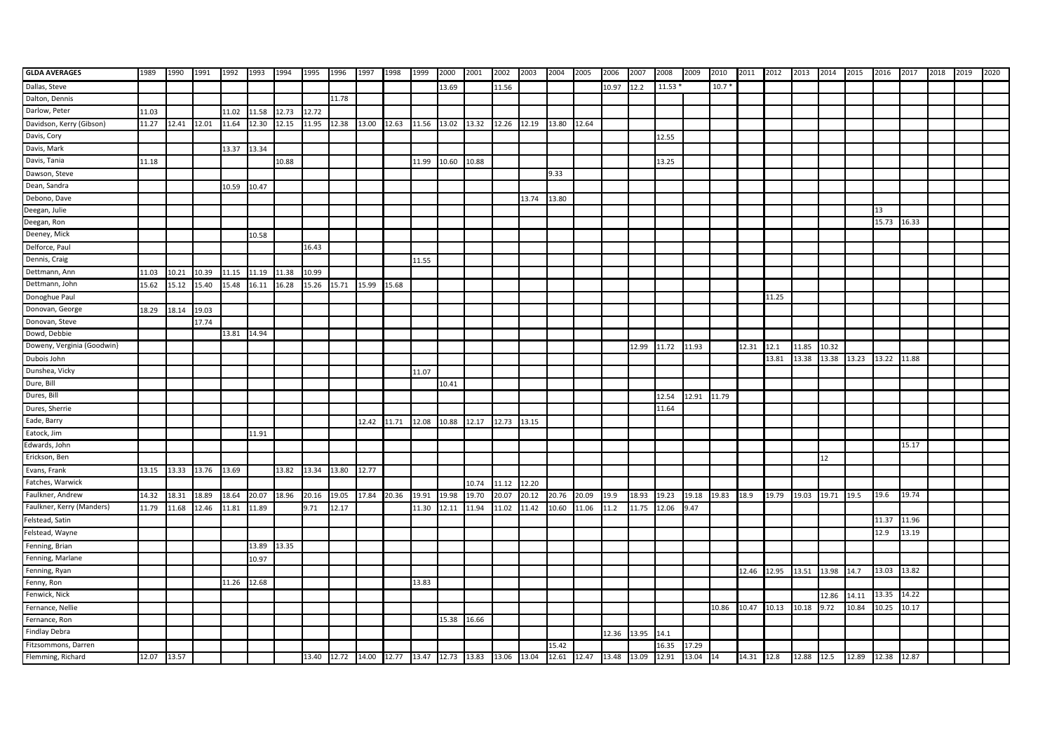| GLDA AVERAGES | 1989 | 1990 | 1991 | 1992 | 1993 | 1994 | 1995 | 1996 | 1997 | 1998 | 1999 | 2000 | 2001 | 2002 | 2003 | 2004 | 2005 | 2006 | 2007 | 2008 | 2009 | 2010 | 2011 | 2012 | 2013 | 2014 | 2015 | 2016 | 2017 | 2018 | 2019 | 2020 |
|---|---|---|---|---|---|---|---|---|---|---|---|---|---|---|---|---|---|---|---|---|---|---|---|---|---|---|---|---|---|---|---|---|
| Dallas, Steve | | | | | | | | | | | | 13.69 | | 11.56 | | | | 10.97 | 12.2 | 11.53 * | | 10.7 * | | | | | | | | | | |
| Dalton, Dennis | | | | | | | | 11.78 | | | | | | | | | | | | | | | | | | | | | | | | |
| Darlow, Peter | 11.03 | | | 11.02 | 11.58 | 12.73 | 12.72 | | | | | | | | | | | | | | | | | | | | | | | | | |
| Davidson, Kerry (Gibson) | 11.27 | 12.41 | 12.01 | 11.64 | 12.30 | 12.15 | 11.95 | 12.38 | 13.00 | 12.63 | 11.56 | 13.02 | 13.32 | 12.26 | 12.19 | 13.80 | 12.64 | | | | | | | | | | | | | | | |
| Davis, Cory | | | | | | | | | | | | | | | | | | | | 12.55 | | | | | | | | | | | | |
| Davis, Mark | | | | 13.37 | 13.34 | | | | | | | | | | | | | | | | | | | | | | | | | | | |
| Davis, Tania | 11.18 | | | | | 10.88 | | | | | 11.99 | 10.60 | 10.88 | | | | | | | 13.25 | | | | | | | | | | | | |
| Dawson, Steve | | | | | | | | | | | | | | | | 9.33 | | | | | | | | | | | | | | | | |
| Dean, Sandra | | | | 10.59 | 10.47 | | | | | | | | | | | | | | | | | | | | | | | | | | | |
| Debono, Dave | | | | | | | | | | | | | | | 13.74 | 13.80 | | | | | | | | | | | | | | | | |
| Deegan, Julie | | | | | | | | | | | | | | | | | | | | | | | | | | | | 13 | | | | |
| Deegan, Ron | | | | | | | | | | | | | | | | | | | | | | | | | | | | 15.73 | 16.33 | | | |
| Deeney, Mick | | | | | 10.58 | | | | | | | | | | | | | | | | | | | | | | | | | | | |
| Delforce, Paul | | | | | | | 16.43 | | | | | | | | | | | | | | | | | | | | | | | | | |
| Dennis, Craig | | | | | | | | | | | 11.55 | | | | | | | | | | | | | | | | | | | | | |
| Dettmann, Ann | 11.03 | 10.21 | 10.39 | 11.15 | 11.19 | 11.38 | 10.99 | | | | | | | | | | | | | | | | | | | | | | | | | |
| Dettmann, John | 15.62 | 15.12 | 15.40 | 15.48 | 16.11 | 16.28 | 15.26 | 15.71 | 15.99 | 15.68 | | | | | | | | | | | | | | | | | | | | | | |
| Donoghue Paul | | | | | | | | | | | | | | | | | | | | | | | | 11.25 | | | | | | | | |
| Donovan, George | 18.29 | 18.14 | 19.03 | | | | | | | | | | | | | | | | | | | | | | | | | | | | | |
| Donovan, Steve | | | 17.74 | | | | | | | | | | | | | | | | | | | | | | | | | | | | | |
| Dowd, Debbie | | | | 13.81 | 14.94 | | | | | | | | | | | | | | | | | | | | | | | | | | | |
| Doweny, Verginia (Goodwin) | | | | | | | | | | | | | | | | | | | 12.99 | 11.72 | 11.93 | | 12.31 | 12.1 | 11.85 | 10.32 | | | | | | |
| Dubois John | | | | | | | | | | | | | | | | | | | | | | | | 13.81 | 13.38 | 13.38 | 13.23 | 13.22 | 11.88 | | | |
| Dunshea, Vicky | | | | | | | | | | | 11.07 | | | | | | | | | | | | | | | | | | | | | |
| Dure, Bill | | | | | | | | | | | | 10.41 | | | | | | | | | | | | | | | | | | | | |
| Dures, Bill | | | | | | | | | | | | | | | | | | | | 12.54 | 12.91 | 11.79 | | | | | | | | | | |
| Dures, Sherrie | | | | | | | | | | | | | | | | | | | | 11.64 | | | | | | | | | | | | |
| Eade, Barry | | | | | | | | | 12.42 | 11.71 | 12.08 | 10.88 | 12.17 | 12.73 | 13.15 | | | | | | | | | | | | | | | | | |
| Eatock, Jim | | | | | 11.91 | | | | | | | | | | | | | | | | | | | | | | | | | | | |
| Edwards, John | | | | | | | | | | | | | | | | | | | | | | | | | | | | | 15.17 | | | |
| Erickson, Ben | | | | | | | | | | | | | | | | | | | | | | | | | | 12 | | | | | | |
| Evans, Frank | 13.15 | 13.33 | 13.76 | 13.69 | | 13.82 | 13.34 | 13.80 | 12.77 | | | | | | | | | | | | | | | | | | | | | | | |
| Fatches, Warwick | | | | | | | | | | | | | 10.74 | 11.12 | 12.20 | | | | | | | | | | | | | | | | | |
| Faulkner, Andrew | 14.32 | 18.31 | 18.89 | 18.64 | 20.07 | 18.96 | 20.16 | 19.05 | 17.84 | 20.36 | 19.91 | 19.98 | 19.70 | 20.07 | 20.12 | 20.76 | 20.09 | 19.9 | 18.93 | 19.23 | 19.18 | 19.83 | 18.9 | 19.79 | 19.03 | 19.71 | 19.5 | 19.6 | 19.74 | | | |
| Faulkner, Kerry (Manders) | 11.79 | 11.68 | 12.46 | 11.81 | 11.89 | | 9.71 | 12.17 | | | 11.30 | 12.11 | 11.94 | 11.02 | 11.42 | 10.60 | 11.06 | 11.2 | 11.75 | 12.06 | 9.47 | | | | | | | | | | | |
| Felstead, Satin | | | | | | | | | | | | | | | | | | | | | | | | | | | | 11.37 | 11.96 | | | |
| Felstead, Wayne | | | | | | | | | | | | | | | | | | | | | | | | | | | | 12.9 | 13.19 | | | |
| Fenning, Brian | | | | | 13.89 | 13.35 | | | | | | | | | | | | | | | | | | | | | | | | | | |
| Fenning, Marlane | | | | | 10.97 | | | | | | | | | | | | | | | | | | | | | | | | | | | |
| Fenning, Ryan | | | | | | | | | | | | | | | | | | | | | | | 12.46 | 12.95 | 13.51 | 13.98 | 14.7 | 13.03 | 13.82 | | | |
| Fenny, Ron | | | | 11.26 | 12.68 | | | | | | 13.83 | | | | | | | | | | | | | | | | | | | | | |
| Fenwick, Nick | | | | | | | | | | | | | | | | | | | | | | | | | | 12.86 | 14.11 | 13.35 | 14.22 | | | |
| Fernance, Nellie | | | | | | | | | | | | | | | | | | | | | | 10.86 | 10.47 | 10.13 | 10.18 | 9.72 | 10.84 | 10.25 | 10.17 | | | |
| Fernance, Ron | | | | | | | | | | | | 15.38 | 16.66 | | | | | | | | | | | | | | | | | | | |
| Findlay Debra | | | | | | | | | | | | | | | | | | 12.36 | 13.95 | 14.1 | | | | | | | | | | | | |
| Fitzsommons, Darren | | | | | | | | | | | | | | | | 15.42 | | | | 16.35 | 17.29 | | | | | | | | | | | |
| Flemming, Richard | 12.07 | 13.57 | | | | | 13.40 | 12.72 | 14.00 | 12.77 | 13.47 | 12.73 | 13.83 | 13.06 | 13.04 | 12.61 | 12.47 | 13.48 | 13.09 | 12.91 | 13.04 | 14 | 14.31 | 12.8 | 12.88 | 12.5 | 12.89 | 12.38 | 12.87 | | | |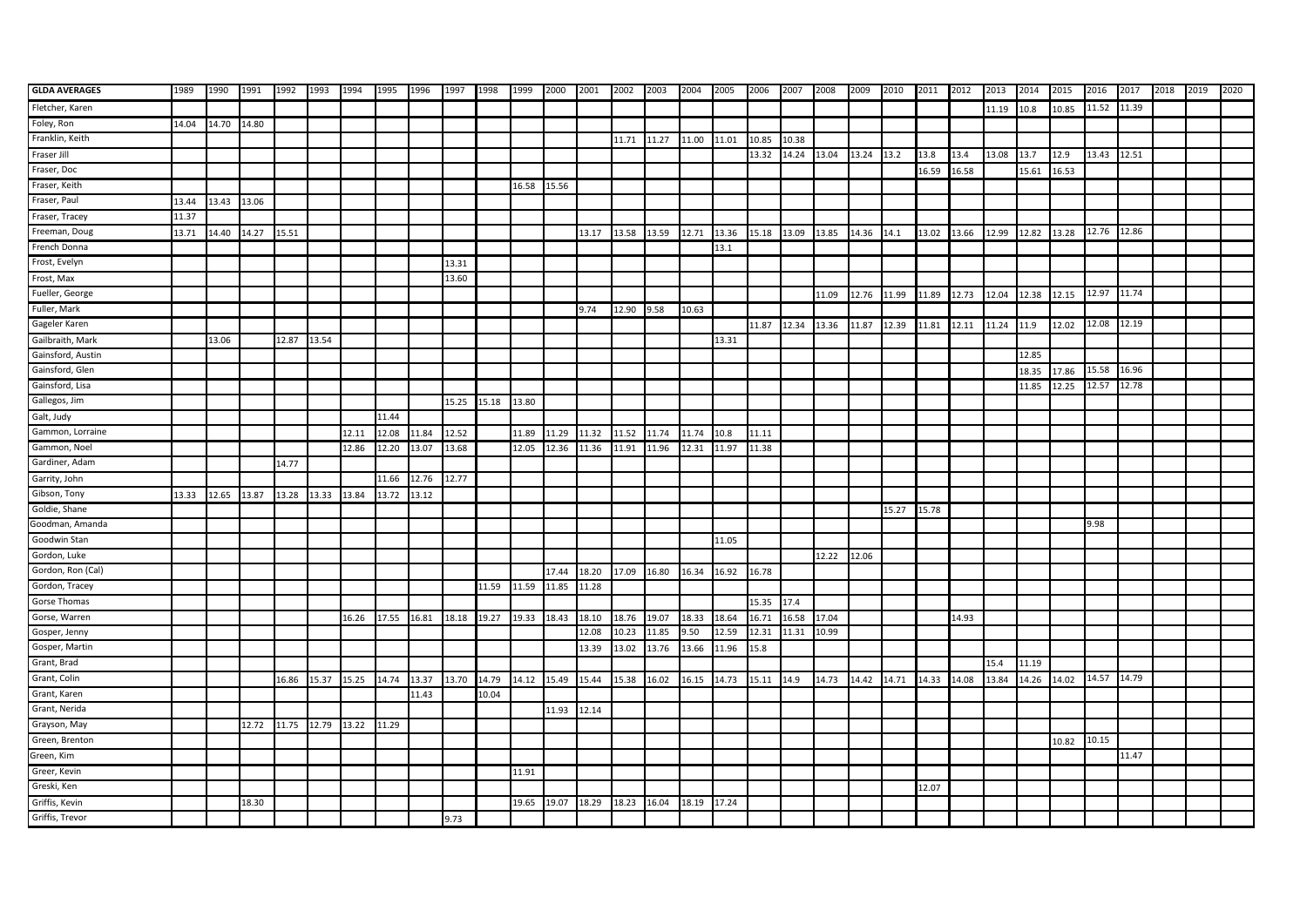| GLDA AVERAGES | 1989 | 1990 | 1991 | 1992 | 1993 | 1994 | 1995 | 1996 | 1997 | 1998 | 1999 | 2000 | 2001 | 2002 | 2003 | 2004 | 2005 | 2006 | 2007 | 2008 | 2009 | 2010 | 2011 | 2012 | 2013 | 2014 | 2015 | 2016 | 2017 | 2018 | 2019 | 2020 |
|---|---|---|---|---|---|---|---|---|---|---|---|---|---|---|---|---|---|---|---|---|---|---|---|---|---|---|---|---|---|---|---|---|
| Fletcher, Karen | | | | | | | | | | | | | | | | | | | | | | | | | 11.19 | 10.8 | 10.85 | 11.52 | 11.39 | | | |
| Foley, Ron | 14.04 | 14.70 | 14.80 | | | | | | | | | | | | | | | | | | | | | | | | | | | | | |
| Franklin, Keith | | | | | | | | | | | | | | 11.71 | 11.27 | 11.00 | 11.01 | 10.85 | 10.38 | | | | | | | | | | | | | |
| Fraser Jill | | | | | | | | | | | | | | | | | | 13.32 | 14.24 | 13.04 | 13.24 | 13.2 | 13.8 | 13.4 | 13.08 | 13.7 | 12.9 | 13.43 | 12.51 | | | |
| Fraser, Doc | | | | | | | | | | | | | | | | | | | | | | | 16.59 | 16.58 | | 15.61 | 16.53 | | | | | |
| Fraser, Keith | | | | | | | | | | | 16.58 | 15.56 | | | | | | | | | | | | | | | | | | | | |
| Fraser, Paul | 13.44 | 13.43 | 13.06 | | | | | | | | | | | | | | | | | | | | | | | | | | | | | |
| Fraser, Tracey | 11.37 | | | | | | | | | | | | | | | | | | | | | | | | | | | | | | | |
| Freeman, Doug | 13.71 | 14.40 | 14.27 | 15.51 | | | | | | | | | 13.17 | 13.58 | 13.59 | 12.71 | 13.36 | 15.18 | 13.09 | 13.85 | 14.36 | 14.1 | 13.02 | 13.66 | 12.99 | 12.82 | 13.28 | 12.76 | 12.86 | | | |
| French Donna | | | | | | | | | | | | | | | | | 13.1 | | | | | | | | | | | | | | | |
| Frost, Evelyn | | | | | | | | | 13.31 | | | | | | | | | | | | | | | | | | | | | | | |
| Frost, Max | | | | | | | | | 13.60 | | | | | | | | | | | | | | | | | | | | | | | |
| Fueller, George | | | | | | | | | | | | | | | | | | | | 11.09 | 12.76 | 11.99 | 11.89 | 12.73 | 12.04 | 12.38 | 12.15 | 12.97 | 11.74 | | | |
| Fuller, Mark | | | | | | | | | | | | | 9.74 | 12.90 | 9.58 | 10.63 | | | | | | | | | | | | | | | | |
| Gageler Karen | | | | | | | | | | | | | | | | | | 11.87 | 12.34 | 13.36 | 11.87 | 12.39 | 11.81 | 12.11 | 11.24 | 11.9 | 12.02 | 12.08 | 12.19 | | | |
| Gailbraith, Mark | | 13.06 | | 12.87 | 13.54 | | | | | | | | | | | | 13.31 | | | | | | | | | | | | | | | |
| Gainsford, Austin | | | | | | | | | | | | | | | | | | | | | | | | | | 12.85 | | | | | | |
| Gainsford, Glen | | | | | | | | | | | | | | | | | | | | | | | | | | 18.35 | 17.86 | 15.58 | 16.96 | | | |
| Gainsford, Lisa | | | | | | | | | | | | | | | | | | | | | | | | | | 11.85 | 12.25 | 12.57 | 12.78 | | | |
| Gallegos, Jim | | | | | | | | | 15.25 | 15.18 | 13.80 | | | | | | | | | | | | | | | | | | | | | |
| Galt, Judy | | | | | | | 11.44 | | | | | | | | | | | | | | | | | | | | | | | | | |
| Gammon, Lorraine | | | | | | 12.11 | 12.08 | 11.84 | 12.52 | | 11.89 | 11.29 | 11.32 | 11.52 | 11.74 | 11.74 | 10.8 | 11.11 | | | | | | | | | | | | | | |
| Gammon, Noel | | | | | | 12.86 | 12.20 | 13.07 | 13.68 | | 12.05 | 12.36 | 11.36 | 11.91 | 11.96 | 12.31 | 11.97 | 11.38 | | | | | | | | | | | | | | |
| Gardiner, Adam | | | | 14.77 | | | | | | | | | | | | | | | | | | | | | | | | | | | | |
| Garrity, John | | | | | | | 11.66 | 12.76 | 12.77 | | | | | | | | | | | | | | | | | | | | | | | |
| Gibson, Tony | 13.33 | 12.65 | 13.87 | 13.28 | 13.33 | 13.84 | 13.72 | 13.12 | | | | | | | | | | | | | | | | | | | | | | | | |
| Goldie, Shane | | | | | | | | | | | | | | | | | | | | | | 15.27 | 15.78 | | | | | | | | | |
| Goodman, Amanda | | | | | | | | | | | | | | | | | | | | | | | | | | | | 9.98 | | | | |
| Goodwin Stan | | | | | | | | | | | | | | | | | 11.05 | | | | | | | | | | | | | | | |
| Gordon, Luke | | | | | | | | | | | | | | | | | | | | 12.22 | 12.06 | | | | | | | | | | | |
| Gordon, Ron (Cal) | | | | | | | | | | | | 17.44 | 18.20 | 17.09 | 16.80 | 16.34 | 16.92 | 16.78 | | | | | | | | | | | | | | |
| Gordon, Tracey | | | | | | | | | | 11.59 | 11.59 | 11.85 | 11.28 | | | | | | | | | | | | | | | | | | | |
| Gorse Thomas | | | | | | | | | | | | | | | | | | 15.35 | 17.4 | | | | | | | | | | | | | |
| Gorse, Warren | | | | | | 16.26 | 17.55 | 16.81 | 18.18 | 19.27 | 19.33 | 18.43 | 18.10 | 18.76 | 19.07 | 18.33 | 18.64 | 16.71 | 16.58 | 17.04 | | | | 14.93 | | | | | | | | |
| Gosper, Jenny | | | | | | | | | | | | | 12.08 | 10.23 | 11.85 | 9.50 | 12.59 | 12.31 | 11.31 | 10.99 | | | | | | | | | | | | |
| Gosper, Martin | | | | | | | | | | | | | 13.39 | 13.02 | 13.76 | 13.66 | 11.96 | 15.8 | | | | | | | | | | | | | | |
| Grant, Brad | | | | | | | | | | | | | | | | | | | | | | | | | 15.4 | 11.19 | | | | | | |
| Grant, Colin | | | | 16.86 | 15.37 | 15.25 | 14.74 | 13.37 | 13.70 | 14.79 | 14.12 | 15.49 | 15.44 | 15.38 | 16.02 | 16.15 | 14.73 | 15.11 | 14.9 | 14.73 | 14.42 | 14.71 | 14.33 | 14.08 | 13.84 | 14.26 | 14.02 | 14.57 | 14.79 | | | |
| Grant, Karen | | | | | | | | 11.43 | | 10.04 | | | | | | | | | | | | | | | | | | | | | | |
| Grant, Nerida | | | | | | | | | | | | 11.93 | 12.14 | | | | | | | | | | | | | | | | | | | |
| Grayson, May | | | 12.72 | 11.75 | 12.79 | 13.22 | 11.29 | | | | | | | | | | | | | | | | | | | | | | | | | |
| Green, Brenton | | | | | | | | | | | | | | | | | | | | | | | | | | | 10.82 | 10.15 | | | | |
| Green, Kim | | | | | | | | | | | | | | | | | | | | | | | | | | | | | 11.47 | | | |
| Greer, Kevin | | | | | | | | | | | 11.91 | | | | | | | | | | | | | | | | | | | | | |
| Greski, Ken | | | | | | | | | | | | | | | | | | | | | | | 12.07 | | | | | | | | | |
| Griffis, Kevin | | | 18.30 | | | | | | | | 19.65 | 19.07 | 18.29 | 18.23 | 16.04 | 18.19 | 17.24 | | | | | | | | | | | | | | | |
| Griffis, Trevor | | | | | | | | | 9.73 | | | | | | | | | | | | | | | | | | | | | | | |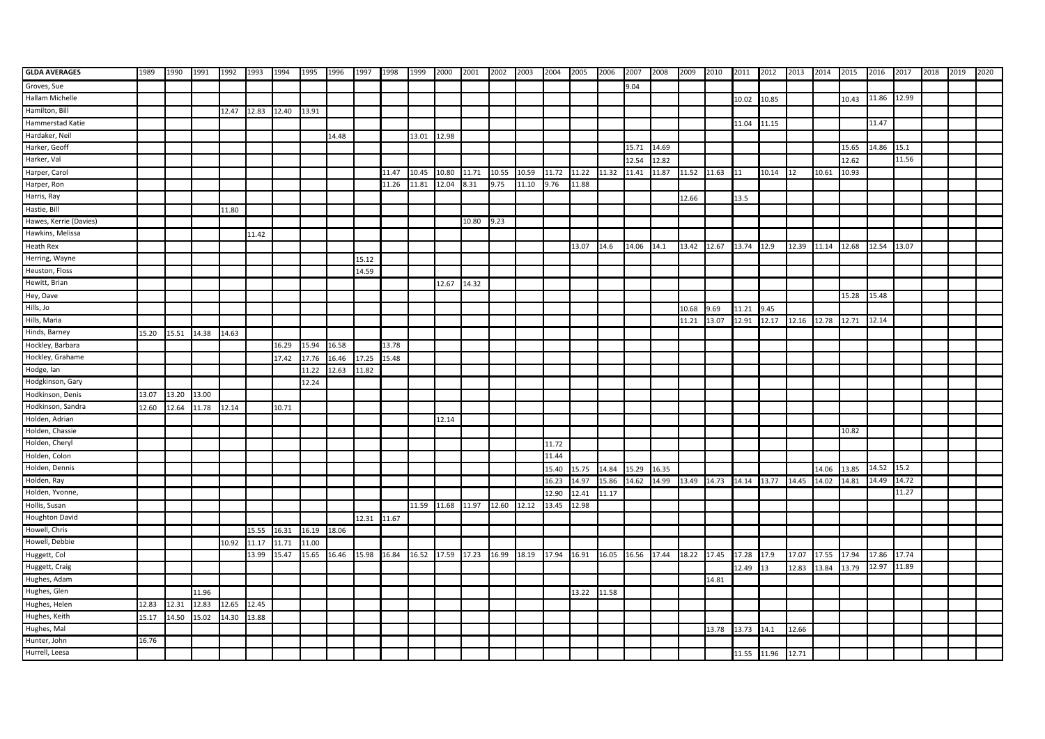| GLDA AVERAGES | 1989 | 1990 | 1991 | 1992 | 1993 | 1994 | 1995 | 1996 | 1997 | 1998 | 1999 | 2000 | 2001 | 2002 | 2003 | 2004 | 2005 | 2006 | 2007 | 2008 | 2009 | 2010 | 2011 | 2012 | 2013 | 2014 | 2015 | 2016 | 2017 | 2018 | 2019 | 2020 |
|---|---|---|---|---|---|---|---|---|---|---|---|---|---|---|---|---|---|---|---|---|---|---|---|---|---|---|---|---|---|---|---|---|
| Groves, Sue | | | | | | | | | | | | | | | | | | | 9.04 | | | | | | | | | | | | | |
| Hallam Michelle | | | | | | | | | | | | | | | | | | | | | | | 10.02 | 10.85 | | | 10.43 | 11.86 | 12.99 | | | |
| Hamilton, Bill | | | | 12.47 | 12.83 | 12.40 | 13.91 | | | | | | | | | | | | | | | | | | | | | | | | | |
| Hammerstad Katie | | | | | | | | | | | | | | | | | | | | | | | 11.04 | 11.15 | | | | 11.47 | | | | |
| Hardaker, Neil | | | | | | | | 14.48 | | | 13.01 | 12.98 | | | | | | | | | | | | | | | | | | | | |
| Harker, Geoff | | | | | | | | | | | | | | | | | | | 15.71 | 14.69 | | | | | | | 15.65 | 14.86 | 15.1 | | | |
| Harker, Val | | | | | | | | | | | | | | | | | | | 12.54 | 12.82 | | | | | | | 12.62 | | 11.56 | | | |
| Harper, Carol | | | | | | | | | | 11.47 | 10.45 | 10.80 | 11.71 | 10.55 | 10.59 | 11.72 | 11.22 | 11.32 | 11.41 | 11.87 | 11.52 | 11.63 | 11 | 10.14 | 12 | 10.61 | 10.93 | | | | | |
| Harper, Ron | | | | | | | | | | 11.26 | 11.81 | 12.04 | 8.31 | 9.75 | 11.10 | 9.76 | 11.88 | | | | | | | | | | | | | | | |
| Harris, Ray | | | | | | | | | | | | | | | | | | | | | 12.66 | | 13.5 | | | | | | | | | |
| Hastie, Bill | | | | 11.80 | | | | | | | | | | | | | | | | | | | | | | | | | | | | |
| Hawes, Kerrie (Davies) | | | | | | | | | | | | | 10.80 | 9.23 | | | | | | | | | | | | | | | | | | |
| Hawkins, Melissa | | | | | 11.42 | | | | | | | | | | | | | | | | | | | | | | | | | | | |
| Heath Rex | | | | | | | | | | | | | | | | | 13.07 | 14.6 | 14.06 | 14.1 | 13.42 | 12.67 | 13.74 | 12.9 | 12.39 | 11.14 | 12.68 | 12.54 | 13.07 | | | |
| Herring, Wayne | | | | | | | | | 15.12 | | | | | | | | | | | | | | | | | | | | | | | |
| Heuston, Floss | | | | | | | | | 14.59 | | | | | | | | | | | | | | | | | | | | | | | |
| Hewitt, Brian | | | | | | | | | | | | 12.67 | 14.32 | | | | | | | | | | | | | | | | | | | |
| Hey, Dave | | | | | | | | | | | | | | | | | | | | | | | | | | | 15.28 | 15.48 | | | | |
| Hills, Jo | | | | | | | | | | | | | | | | | | | | | 10.68 | 9.69 | 11.21 | 9.45 | | | | | | | | |
| Hills, Maria | | | | | | | | | | | | | | | | | | | | | 11.21 | 13.07 | 12.91 | 12.17 | 12.16 | 12.78 | 12.71 | 12.14 | | | | |
| Hinds, Barney | 15.20 | 15.51 | 14.38 | 14.63 | | | | | | | | | | | | | | | | | | | | | | | | | | | | |
| Hockley, Barbara | | | | | | 16.29 | 15.94 | 16.58 | | 13.78 | | | | | | | | | | | | | | | | | | | | | | |
| Hockley, Grahame | | | | | | 17.42 | 17.76 | 16.46 | 17.25 | 15.48 | | | | | | | | | | | | | | | | | | | | | | |
| Hodge, Ian | | | | | | | 11.22 | 12.63 | 11.82 | | | | | | | | | | | | | | | | | | | | | | | |
| Hodgkinson, Gary | | | | | | | 12.24 | | | | | | | | | | | | | | | | | | | | | | | | | |
| Hodkinson, Denis | 13.07 | 13.20 | 13.00 | | | | | | | | | | | | | | | | | | | | | | | | | | | | | |
| Hodkinson, Sandra | 12.60 | 12.64 | 11.78 | 12.14 | | 10.71 | | | | | | | | | | | | | | | | | | | | | | | | | | |
| Holden, Adrian | | | | | | | | | | | | 12.14 | | | | | | | | | | | | | | | | | | | | |
| Holden, Chassie | | | | | | | | | | | | | | | | | | | | | | | | | | | 10.82 | | | | | |
| Holden, Cheryl | | | | | | | | | | | | | | | | 11.72 | | | | | | | | | | | | | | | | |
| Holden, Colon | | | | | | | | | | | | | | | | 11.44 | | | | | | | | | | | | | | | | |
| Holden, Dennis | | | | | | | | | | | | | | | | 15.40 | 15.75 | 14.84 | 15.29 | 16.35 | | | | | | 14.06 | 13.85 | 14.52 | 15.2 | | | |
| Holden, Ray | | | | | | | | | | | | | | | | 16.23 | 14.97 | 15.86 | 14.62 | 14.99 | 13.49 | 14.73 | 14.14 | 13.77 | 14.45 | 14.02 | 14.81 | 14.49 | 14.72 | | | |
| Holden, Yvonne, | | | | | | | | | | | | | | | | 12.90 | 12.41 | 11.17 | | | | | | | | | | | 11.27 | | | |
| Hollis, Susan | | | | | | | | | | | 11.59 | 11.68 | 11.97 | 12.60 | 12.12 | 13.45 | 12.98 | | | | | | | | | | | | | | | |
| Houghton David | | | | | | | | | 12.31 | 11.67 | | | | | | | | | | | | | | | | | | | | | | |
| Howell, Chris | | | | | 15.55 | 16.31 | 16.19 | 18.06 | | | | | | | | | | | | | | | | | | | | | | | | |
| Howell, Debbie | | | | 10.92 | 11.17 | 11.71 | 11.00 | | | | | | | | | | | | | | | | | | | | | | | | | |
| Huggett, Col | | | | | 13.99 | 15.47 | 15.65 | 16.46 | 15.98 | 16.84 | 16.52 | 17.59 | 17.23 | 16.99 | 18.19 | 17.94 | 16.91 | 16.05 | 16.56 | 17.44 | 18.22 | 17.45 | 17.28 | 17.9 | 17.07 | 17.55 | 17.94 | 17.86 | 17.74 | | | |
| Huggett, Craig | | | | | | | | | | | | | | | | | | | | | | | 12.49 | 13 | 12.83 | 13.84 | 13.79 | 12.97 | 11.89 | | | |
| Hughes, Adam | | | | | | | | | | | | | | | | | | | | | | 14.81 | | | | | | | | | | |
| Hughes, Glen | | | 11.96 | | | | | | | | | | | | | | 13.22 | 11.58 | | | | | | | | | | | | | | |
| Hughes, Helen | 12.83 | 12.31 | 12.83 | 12.65 | 12.45 | | | | | | | | | | | | | | | | | | | | | | | | | | | |
| Hughes, Keith | 15.17 | 14.50 | 15.02 | 14.30 | 13.88 | | | | | | | | | | | | | | | | | | | | | | | | | | | |
| Hughes, Mal | | | | | | | | | | | | | | | | | | | | | | 13.78 | 13.73 | 14.1 | 12.66 | | | | | | | |
| Hunter, John | 16.76 | | | | | | | | | | | | | | | | | | | | | | | | | | | | | | | |
| Hurrell, Leesa | | | | | | | | | | | | | | | | | | | | | | | 11.55 | 11.96 | 12.71 | | | | | | | |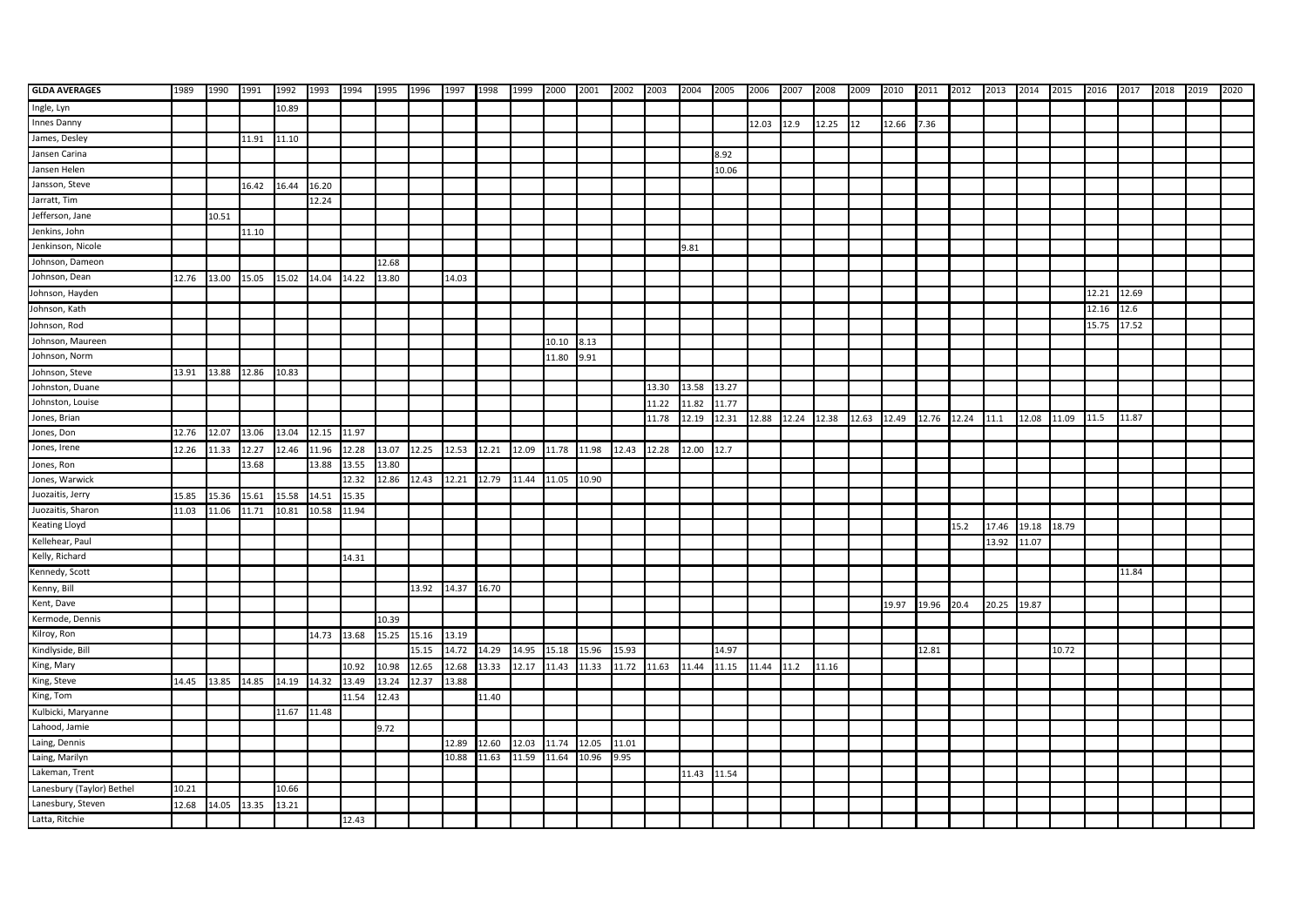| GLDA AVERAGES | 1989 | 1990 | 1991 | 1992 | 1993 | 1994 | 1995 | 1996 | 1997 | 1998 | 1999 | 2000 | 2001 | 2002 | 2003 | 2004 | 2005 | 2006 | 2007 | 2008 | 2009 | 2010 | 2011 | 2012 | 2013 | 2014 | 2015 | 2016 | 2017 | 2018 | 2019 | 2020 |
|---|---|---|---|---|---|---|---|---|---|---|---|---|---|---|---|---|---|---|---|---|---|---|---|---|---|---|---|---|---|---|---|---|
| Ingle, Lyn | | | | 10.89 | | | | | | | | | | | | | | | | | | | | | | | | | | | | |
| Innes Danny | | | | | | | | | | | | | | | | | | 12.03 | 12.9 | 12.25 | 12 | 12.66 | 7.36 | | | | | | | | | |
| James, Desley | | | 11.91 | 11.10 | | | | | | | | | | | | | | | | | | | | | | | | | | | | |
| Jansen Carina | | | | | | | | | | | | | | | | | 8.92 | | | | | | | | | | | | | | | |
| Jansen Helen | | | | | | | | | | | | | | | | | 10.06 | | | | | | | | | | | | | | | |
| Jansson, Steve | | | 16.42 | 16.44 | 16.20 | | | | | | | | | | | | | | | | | | | | | | | | | | | |
| Jarratt, Tim | | | | | 12.24 | | | | | | | | | | | | | | | | | | | | | | | | | | | |
| Jefferson, Jane | | 10.51 | | | | | | | | | | | | | | | | | | | | | | | | | | | | | | |
| Jenkins, John | | | 11.10 | | | | | | | | | | | | | | | | | | | | | | | | | | | | | |
| Jenkinson, Nicole | | | | | | | | | | | | | | | | 9.81 | | | | | | | | | | | | | | | | |
| Johnson, Dameon | | | | | | | 12.68 | | | | | | | | | | | | | | | | | | | | | | | | | |
| Johnson, Dean | 12.76 | 13.00 | 15.05 | 15.02 | 14.04 | 14.22 | 13.80 | | 14.03 | | | | | | | | | | | | | | | | | | | | | | | |
| Johnson, Hayden | | | | | | | | | | | | | | | | | | | | | | | | | | | | 12.21 | 12.69 | | | |
| Johnson, Kath | | | | | | | | | | | | | | | | | | | | | | | | | | | | 12.16 | 12.6 | | | |
| Johnson, Rod | | | | | | | | | | | | | | | | | | | | | | | | | | | | 15.75 | 17.52 | | | |
| Johnson, Maureen | | | | | | | | | | | | 10.10 | 8.13 | | | | | | | | | | | | | | | | | | | |
| Johnson, Norm | | | | | | | | | | | | 11.80 | 9.91 | | | | | | | | | | | | | | | | | | | |
| Johnson, Steve | 13.91 | 13.88 | 12.86 | 10.83 | | | | | | | | | | | | | | | | | | | | | | | | | | | | |
| Johnston, Duane | | | | | | | | | | | | | | | 13.30 | 13.58 | 13.27 | | | | | | | | | | | | | | | |
| Johnston, Louise | | | | | | | | | | | | | | | 11.22 | 11.82 | 11.77 | | | | | | | | | | | | | | | |
| Jones, Brian | | | | | | | | | | | | | | | 11.78 | 12.19 | 12.31 | 12.88 | 12.24 | 12.38 | 12.63 | 12.49 | 12.76 | 12.24 | 11.1 | 12.08 | 11.09 | 11.5 | 11.87 | | | |
| Jones, Don | 12.76 | 12.07 | 13.06 | 13.04 | 12.15 | 11.97 | | | | | | | | | | | | | | | | | | | | | | | | | | |
| Jones, Irene | 12.26 | 11.33 | 12.27 | 12.46 | 11.96 | 12.28 | 13.07 | 12.25 | 12.53 | 12.21 | 12.09 | 11.78 | 11.98 | 12.43 | 12.28 | 12.00 | 12.7 | | | | | | | | | | | | | | | |
| Jones, Ron | | | 13.68 | | 13.88 | 13.55 | 13.80 | | | | | | | | | | | | | | | | | | | | | | | | | |
| Jones, Warwick | | | | | | 12.32 | 12.86 | 12.43 | 12.21 | 12.79 | 11.44 | 11.05 | 10.90 | | | | | | | | | | | | | | | | | | | |
| Juozaitis, Jerry | 15.85 | 15.36 | 15.61 | 15.58 | 14.51 | 15.35 | | | | | | | | | | | | | | | | | | | | | | | | | | |
| Juozaitis, Sharon | 11.03 | 11.06 | 11.71 | 10.81 | 10.58 | 11.94 | | | | | | | | | | | | | | | | | | | | | | | | | | |
| Keating Lloyd | | | | | | | | | | | | | | | | | | | | | | | | 15.2 | 17.46 | 19.18 | 18.79 | | | | | |
| Kellehear, Paul | | | | | | | | | | | | | | | | | | | | | | | | | 13.92 | 11.07 | | | | | | |
| Kelly, Richard | | | | | | 14.31 | | | | | | | | | | | | | | | | | | | | | | | | | | |
| Kennedy, Scott | | | | | | | | | | | | | | | | | | | | | | | | | | | | | 11.84 | | | |
| Kenny, Bill | | | | | | | | 13.92 | 14.37 | 16.70 | | | | | | | | | | | | | | | | | | | | | | |
| Kent, Dave | | | | | | | | | | | | | | | | | | | | | | 19.97 | 19.96 | 20.4 | 20.25 | 19.87 | | | | | | |
| Kermode, Dennis | | | | | | | 10.39 | | | | | | | | | | | | | | | | | | | | | | | | | |
| Kilroy, Ron | | | | | 14.73 | 13.68 | 15.25 | 15.16 | 13.19 | | | | | | | | | | | | | | | | | | | | | | | |
| Kindlyside, Bill | | | | | | | | 15.15 | 14.72 | 14.29 | 14.95 | 15.18 | 15.96 | 15.93 | | | 14.97 | | | | | | 12.81 | | | | 10.72 | | | | | |
| King, Mary | | | | | | 10.92 | 10.98 | 12.65 | 12.68 | 13.33 | 12.17 | 11.43 | 11.33 | 11.72 | 11.63 | 11.44 | 11.15 | 11.44 | 11.2 | 11.16 | | | | | | | | | | | | |
| King, Steve | 14.45 | 13.85 | 14.85 | 14.19 | 14.32 | 13.49 | 13.24 | 12.37 | 13.88 | | | | | | | | | | | | | | | | | | | | | | | |
| King, Tom | | | | | | 11.54 | 12.43 | | | 11.40 | | | | | | | | | | | | | | | | | | | | | | |
| Kulbicki, Maryanne | | | | 11.67 | 11.48 | | | | | | | | | | | | | | | | | | | | | | | | | | | |
| Lahood, Jamie | | | | | | | 9.72 | | | | | | | | | | | | | | | | | | | | | | | | | |
| Laing, Dennis | | | | | | | | | 12.89 | 12.60 | 12.03 | 11.74 | 12.05 | 11.01 | | | | | | | | | | | | | | | | | | |
| Laing, Marilyn | | | | | | | | | 10.88 | 11.63 | 11.59 | 11.64 | 10.96 | 9.95 | | | | | | | | | | | | | | | | | | |
| Lakeman, Trent | | | | | | | | | | | | | | | | 11.43 | 11.54 | | | | | | | | | | | | | | | |
| Lanesbury (Taylor) Bethel | 10.21 | | | 10.66 | | | | | | | | | | | | | | | | | | | | | | | | | | | | |
| Lanesbury, Steven | 12.68 | 14.05 | 13.35 | 13.21 | | | | | | | | | | | | | | | | | | | | | | | | | | | | |
| Latta, Ritchie | | | | | | 12.43 | | | | | | | | | | | | | | | | | | | | | | | | | | |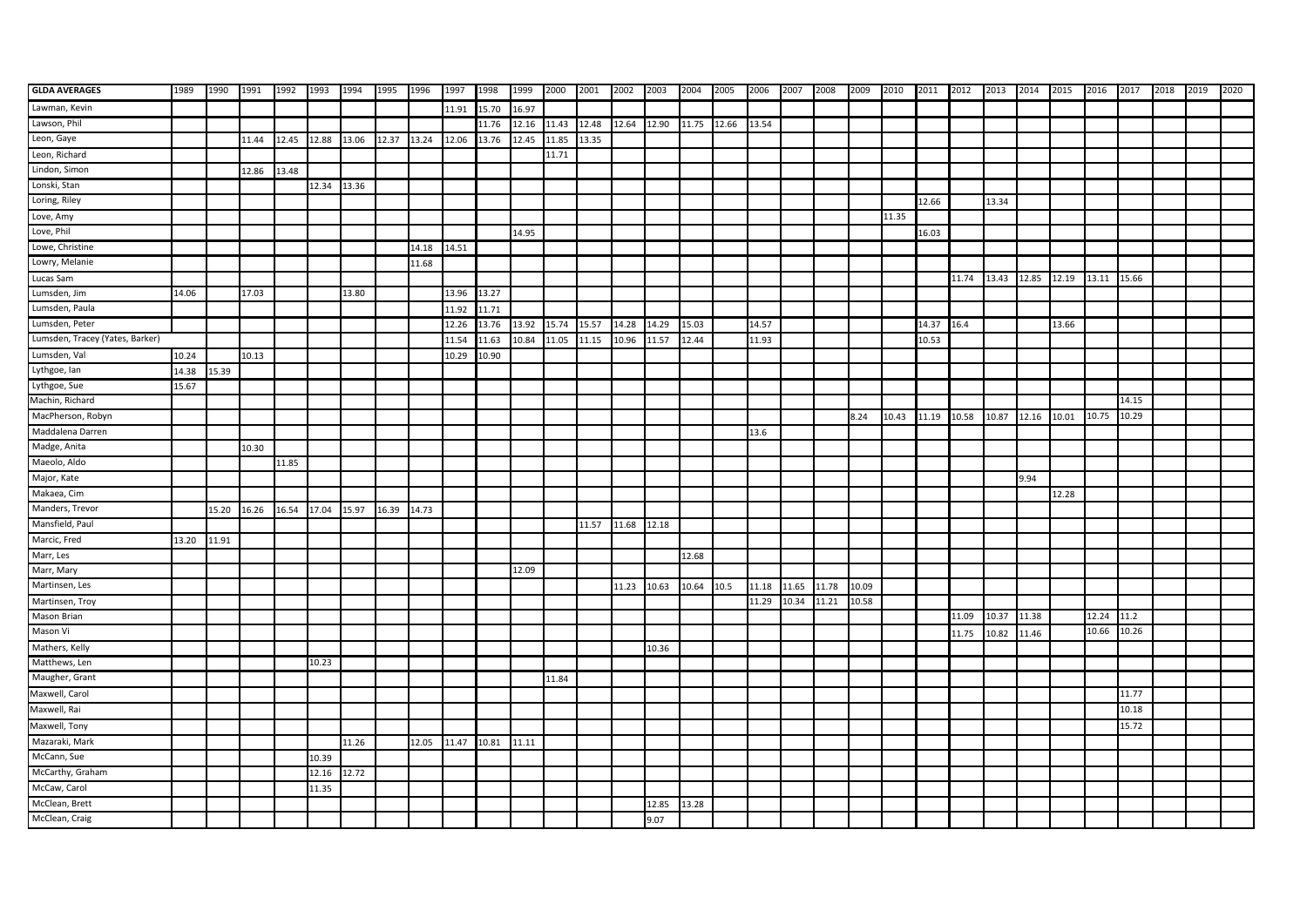| GLDA AVERAGES | 1989 | 1990 | 1991 | 1992 | 1993 | 1994 | 1995 | 1996 | 1997 | 1998 | 1999 | 2000 | 2001 | 2002 | 2003 | 2004 | 2005 | 2006 | 2007 | 2008 | 2009 | 2010 | 2011 | 2012 | 2013 | 2014 | 2015 | 2016 | 2017 | 2018 | 2019 | 2020 |
|---|---|---|---|---|---|---|---|---|---|---|---|---|---|---|---|---|---|---|---|---|---|---|---|---|---|---|---|---|---|---|---|---|
| Lawman, Kevin | | | | | | | | | 11.91 | 15.70 | 16.97 | | | | | | | | | | | | | | | | | | | | | |
| Lawson, Phil | | | | | | | | | | 11.76 | 12.16 | 11.43 | 12.48 | 12.64 | 12.90 | 11.75 | 12.66 | 13.54 | | | | | | | | | | | | | | |
| Leon, Gaye | | | 11.44 | 12.45 | 12.88 | 13.06 | 12.37 | 13.24 | 12.06 | 13.76 | 12.45 | 11.85 | 13.35 | | | | | | | | | | | | | | | | | | | |
| Leon, Richard | | | | | | | | | | | | 11.71 | | | | | | | | | | | | | | | | | | | | |
| Lindon, Simon | | | 12.86 | 13.48 | | | | | | | | | | | | | | | | | | | | | | | | | | | | |
| Lonski, Stan | | | | | 12.34 | 13.36 | | | | | | | | | | | | | | | | | | | | | | | | | | |
| Loring, Riley | | | | | | | | | | | | | | | | | | | | | | | 12.66 | | 13.34 | | | | | | | |
| Love, Amy | | | | | | | | | | | | | | | | | | | | | | 11.35 | | | | | | | | | | |
| Love, Phil | | | | | | | | | | | 14.95 | | | | | | | | | | | | 16.03 | | | | | | | | | |
| Lowe, Christine | | | | | | | | 14.18 | 14.51 | | | | | | | | | | | | | | | | | | | | | | | |
| Lowry, Melanie | | | | | | | | 11.68 | | | | | | | | | | | | | | | | | | | | | | | | |
| Lucas Sam | | | | | | | | | | | | | | | | | | | | | | | | 11.74 | 13.43 | 12.85 | 12.19 | 13.11 | 15.66 | | | |
| Lumsden, Jim | 14.06 | | 17.03 | | | 13.80 | | | 13.96 | 13.27 | | | | | | | | | | | | | | | | | | | | | | |
| Lumsden, Paula | | | | | | | | | 11.92 | 11.71 | | | | | | | | | | | | | | | | | | | | | | |
| Lumsden, Peter | | | | | | | | | 12.26 | 13.76 | 13.92 | 15.74 | 15.57 | 14.28 | 14.29 | 15.03 | | 14.57 | | | | | 14.37 | 16.4 | | | 13.66 | | | | | |
| Lumsden, Tracey (Yates, Barker) | | | | | | | | | 11.54 | 11.63 | 10.84 | 11.05 | 11.15 | 10.96 | 11.57 | 12.44 | | 11.93 | | | | | 10.53 | | | | | | | | | |
| Lumsden, Val | 10.24 | | 10.13 | | | | | | 10.29 | 10.90 | | | | | | | | | | | | | | | | | | | | | | |
| Lythgoe, Ian | 14.38 | 15.39 | | | | | | | | | | | | | | | | | | | | | | | | | | | | | | |
| Lythgoe, Sue | 15.67 | | | | | | | | | | | | | | | | | | | | | | | | | | | | | | | |
| Machin, Richard | | | | | | | | | | | | | | | | | | | | | | | | | | | | | 14.15 | | | |
| MacPherson, Robyn | | | | | | | | | | | | | | | | | | | | | 8.24 | 10.43 | 11.19 | 10.58 | 10.87 | 12.16 | 10.01 | 10.75 | 10.29 | | | |
| Maddalena Darren | | | | | | | | | | | | | | | | | | 13.6 | | | | | | | | | | | | | | |
| Madge, Anita | | | 10.30 | | | | | | | | | | | | | | | | | | | | | | | | | | | | | |
| Maeolo, Aldo | | | | 11.85 | | | | | | | | | | | | | | | | | | | | | | | | | | | | |
| Major, Kate | | | | | | | | | | | | | | | | | | | | | | | | | | 9.94 | | | | | | |
| Makaea, Cim | | | | | | | | | | | | | | | | | | | | | | | | | | | 12.28 | | | | | |
| Manders, Trevor | | 15.20 | 16.26 | 16.54 | 17.04 | 15.97 | 16.39 | 14.73 | | | | | | | | | | | | | | | | | | | | | | | | |
| Mansfield, Paul | | | | | | | | | | | | | 11.57 | 11.68 | 12.18 | | | | | | | | | | | | | | | | | |
| Marcic, Fred | 13.20 | 11.91 | | | | | | | | | | | | | | | | | | | | | | | | | | | | | | |
| Marr, Les | | | | | | | | | | | | | | | | 12.68 | | | | | | | | | | | | | | | | |
| Marr, Mary | | | | | | | | | | | 12.09 | | | | | | | | | | | | | | | | | | | | | |
| Martinsen, Les | | | | | | | | | | | | | | 11.23 | 10.63 | 10.64 | 10.5 | 11.18 | 11.65 | 11.78 | 10.09 | | | | | | | | | | | |
| Martinsen, Troy | | | | | | | | | | | | | | | | | | 11.29 | 10.34 | 11.21 | 10.58 | | | | | | | | | | | |
| Mason Brian | | | | | | | | | | | | | | | | | | | | | | | | 11.09 | 10.37 | 11.38 | | 12.24 | 11.2 | | | |
| Mason Vi | | | | | | | | | | | | | | | | | | | | | | | | 11.75 | 10.82 | 11.46 | | 10.66 | 10.26 | | | |
| Mathers, Kelly | | | | | | | | | | | | | | | 10.36 | | | | | | | | | | | | | | | | | |
| Matthews, Len | | | | | 10.23 | | | | | | | | | | | | | | | | | | | | | | | | | | | |
| Maugher, Grant | | | | | | | | | | | | 11.84 | | | | | | | | | | | | | | | | | | | | |
| Maxwell, Carol | | | | | | | | | | | | | | | | | | | | | | | | | | | | | 11.77 | | | |
| Maxwell, Rai | | | | | | | | | | | | | | | | | | | | | | | | | | | | | 10.18 | | | |
| Maxwell, Tony | | | | | | | | | | | | | | | | | | | | | | | | | | | | | 15.72 | | | |
| Mazaraki, Mark | | | | | | 11.26 | | 12.05 | 11.47 | 10.81 | 11.11 | | | | | | | | | | | | | | | | | | | | | |
| McCann, Sue | | | | | 10.39 | | | | | | | | | | | | | | | | | | | | | | | | | | | |
| McCarthy, Graham | | | | | 12.16 | 12.72 | | | | | | | | | | | | | | | | | | | | | | | | | | |
| McCaw, Carol | | | | | 11.35 | | | | | | | | | | | | | | | | | | | | | | | | | | | |
| McClean, Brett | | | | | | | | | | | | | | | 12.85 | 13.28 | | | | | | | | | | | | | | | | |
| McClean, Craig | | | | | | | | | | | | | | | 9.07 | | | | | | | | | | | | | | | | | |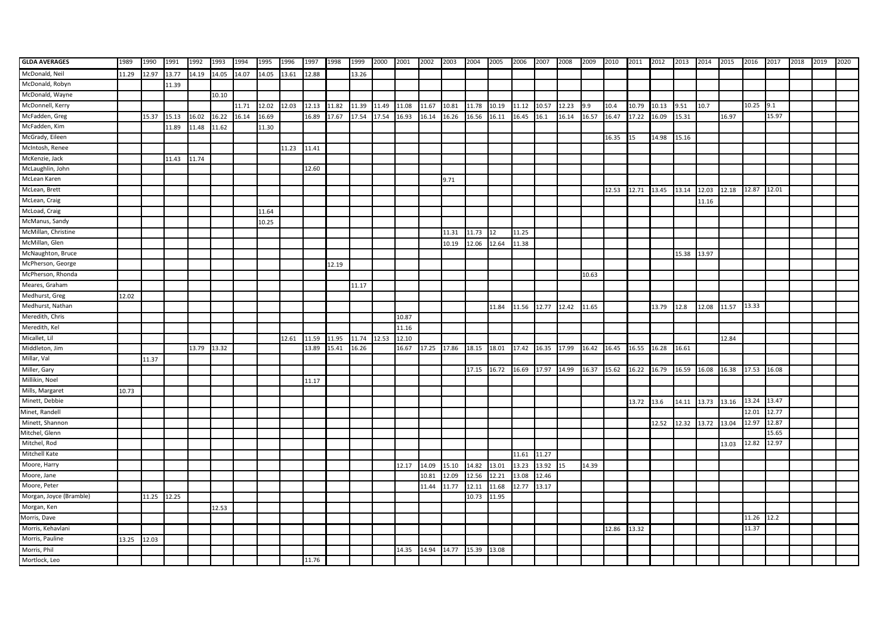| GLDA AVERAGES | 1989 | 1990 | 1991 | 1992 | 1993 | 1994 | 1995 | 1996 | 1997 | 1998 | 1999 | 2000 | 2001 | 2002 | 2003 | 2004 | 2005 | 2006 | 2007 | 2008 | 2009 | 2010 | 2011 | 2012 | 2013 | 2014 | 2015 | 2016 | 2017 | 2018 | 2019 | 2020 |
|---|---|---|---|---|---|---|---|---|---|---|---|---|---|---|---|---|---|---|---|---|---|---|---|---|---|---|---|---|---|---|---|---|
| McDonald, Neil | 11.29 | 12.97 | 13.77 | 14.19 | 14.05 | 14.07 | 14.05 | 13.61 | 12.88 | | 13.26 | | | | | | | | | | | | | | | | | | | | | |
| McDonald, Robyn | | | 11.39 | | | | | | | | | | | | | | | | | | | | | | | | | | | | | |
| McDonald, Wayne | | | | | 10.10 | | | | | | | | | | | | | | | | | | | | | | | | | | | |
| McDonnell, Kerry | | | | | | 11.71 | 12.02 | 12.03 | 12.13 | 11.82 | 11.39 | 11.49 | 11.08 | 11.67 | 10.81 | 11.78 | 10.19 | 11.12 | 10.57 | 12.23 | 9.9 | 10.4 | 10.79 | 10.13 | 9.51 | 10.7 | | 10.25 | 9.1 | | | |
| McFadden, Greg | | 15.37 | 15.13 | 16.02 | 16.22 | 16.14 | 16.69 | | 16.89 | 17.67 | 17.54 | 17.54 | 16.93 | 16.14 | 16.26 | 16.56 | 16.11 | 16.45 | 16.1 | 16.14 | 16.57 | 16.47 | 17.22 | 16.09 | 15.31 | | 16.97 | | 15.97 | | | |
| McFadden, Kim | | | 11.89 | 11.48 | 11.62 | | 11.30 | | | | | | | | | | | | | | | | | | | | | | | | | |
| McGrady, Eileen | | | | | | | | | | | | | | | | | | | | | | 16.35 | 15 | 14.98 | 15.16 | | | | | | | |
| McIntosh, Renee | | | | | | | | 11.23 | 11.41 | | | | | | | | | | | | | | | | | | | | | | | |
| McKenzie, Jack | | | 11.43 | 11.74 | | | | | | | | | | | | | | | | | | | | | | | | | | | | |
| McLaughlin, John | | | | | | | | | 12.60 | | | | | | | | | | | | | | | | | | | | | | | |
| McLean Karen | | | | | | | | | | | | | | | 9.71 | | | | | | | | | | | | | | | | | |
| McLean, Brett | | | | | | | | | | | | | | | | | | | | | | 12.53 | 12.71 | 13.45 | 13.14 | 12.03 | 12.18 | 12.87 | 12.01 | | | |
| McLean, Craig | | | | | | | | | | | | | | | | | | | | | | | | | | 11.16 | | | | | | |
| McLoad, Craig | | | | | | | 11.64 | | | | | | | | | | | | | | | | | | | | | | | | | |
| McManus, Sandy | | | | | | | 10.25 | | | | | | | | | | | | | | | | | | | | | | | | | |
| McMillan, Christine | | | | | | | | | | | | | | | 11.31 | 11.73 | 12 | 11.25 | | | | | | | | | | | | | | |
| McMillan, Glen | | | | | | | | | | | | | | | 10.19 | 12.06 | 12.64 | 11.38 | | | | | | | | | | | | | | |
| McNaughton, Bruce | | | | | | | | | | | | | | | | | | | | | | | | | 15.38 | 13.97 | | | | | | |
| McPherson, George | | | | | | | | | | 12.19 | | | | | | | | | | | | | | | | | | | | | | |
| McPherson, Rhonda | | | | | | | | | | | | | | | | | | | | | 10.63 | | | | | | | | | | | |
| Meares, Graham | | | | | | | | | | | 11.17 | | | | | | | | | | | | | | | | | | | | | |
| Medhurst, Greg | 12.02 | | | | | | | | | | | | | | | | | | | | | | | | | | | | | | | |
| Medhurst, Nathan | | | | | | | | | | | | | | | | | 11.84 | 11.56 | 12.77 | 12.42 | 11.65 | | | 13.79 | 12.8 | 12.08 | 11.57 | 13.33 | | | | |
| Meredith, Chris | | | | | | | | | | | | | 10.87 | | | | | | | | | | | | | | | | | | | |
| Meredith, Kel | | | | | | | | | | | | | 11.16 | | | | | | | | | | | | | | | | | | | |
| Micallet, Lil | | | | | | | | 12.61 | 11.59 | 11.95 | 11.74 | 12.53 | 12.10 | | | | | | | | | | | | | | 12.84 | | | | | |
| Middleton, Jim | | | | 13.79 | 13.32 | | | | 13.89 | 15.41 | 16.26 | | 16.67 | 17.25 | 17.86 | 18.15 | 18.01 | 17.42 | 16.35 | 17.99 | 16.42 | 16.45 | 16.55 | 16.28 | 16.61 | | | | | | | |
| Millar, Val | | 11.37 | | | | | | | | | | | | | | | | | | | | | | | | | | | | | | |
| Miller, Gary | | | | | | | | | | | | | | | | 17.15 | 16.72 | 16.69 | 17.97 | 14.99 | 16.37 | 15.62 | 16.22 | 16.79 | 16.59 | 16.08 | 16.38 | 17.53 | 16.08 | | | |
| Millikin, Noel | | | | | | | | | 11.17 | | | | | | | | | | | | | | | | | | | | | | | |
| Mills, Margaret | 10.73 | | | | | | | | | | | | | | | | | | | | | | | | | | | | | | | |
| Minett, Debbie | | | | | | | | | | | | | | | | | | | | | | | 13.72 | 13.6 | 14.11 | 13.73 | 13.16 | 13.24 | 13.47 | | | |
| Minet, Randell | | | | | | | | | | | | | | | | | | | | | | | | | | | | 12.01 | 12.77 | | | |
| Minett, Shannon | | | | | | | | | | | | | | | | | | | | | | | | 12.52 | 12.32 | 13.72 | 13.04 | 12.97 | 12.87 | | | |
| Mitchel, Glenn | | | | | | | | | | | | | | | | | | | | | | | | | | | | | 15.65 | | | |
| Mitchel, Rod | | | | | | | | | | | | | | | | | | | | | | | | | | | 13.03 | 12.82 | 12.97 | | | |
| Mitchell Kate | | | | | | | | | | | | | | | | | | 11.61 | 11.27 | | | | | | | | | | | | | |
| Moore, Harry | | | | | | | | | | | | | 12.17 | 14.09 | 15.10 | 14.82 | 13.01 | 13.23 | 13.92 | 15 | 14.39 | | | | | | | | | | | |
| Moore, Jane | | | | | | | | | | | | | | 10.81 | 12.09 | 12.56 | 12.21 | 13.08 | 12.46 | | | | | | | | | | | | | |
| Moore, Peter | | | | | | | | | | | | | | 11.44 | 11.77 | 12.11 | 11.68 | 12.77 | 13.17 | | | | | | | | | | | | | |
| Morgan, Joyce (Bramble) | | 11.25 | 12.25 | | | | | | | | | | | | | 10.73 | 11.95 | | | | | | | | | | | | | | | |
| Morgan, Ken | | | | | 12.53 | | | | | | | | | | | | | | | | | | | | | | | | | | | |
| Morris, Dave | | | | | | | | | | | | | | | | | | | | | | | | | | | | 11.26 | 12.2 | | | |
| Morris, Kehavlani | | | | | | | | | | | | | | | | | | | | | | 12.86 | 13.32 | | | | | 11.37 | | | | |
| Morris, Pauline | 13.25 | 12.03 | | | | | | | | | | | | | | | | | | | | | | | | | | | | | | |
| Morris, Phil | | | | | | | | | | | | | 14.35 | 14.94 | 14.77 | 15.39 | 13.08 | | | | | | | | | | | | | | | |
| Mortlock, Leo | | | | | | | | | 11.76 | | | | | | | | | | | | | | | | | | | | | | | |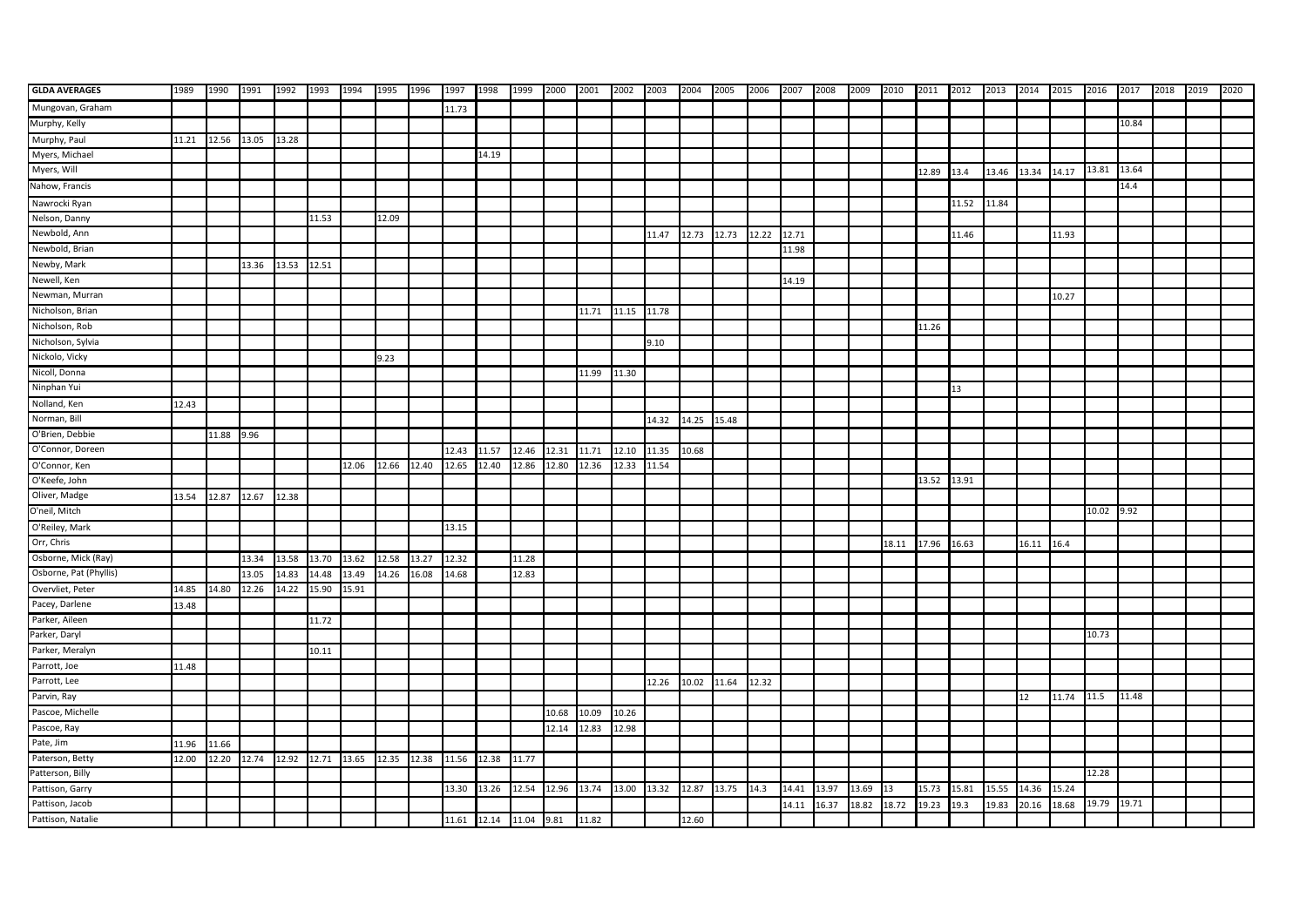| GLDA AVERAGES | 1989 | 1990 | 1991 | 1992 | 1993 | 1994 | 1995 | 1996 | 1997 | 1998 | 1999 | 2000 | 2001 | 2002 | 2003 | 2004 | 2005 | 2006 | 2007 | 2008 | 2009 | 2010 | 2011 | 2012 | 2013 | 2014 | 2015 | 2016 | 2017 | 2018 | 2019 | 2020 |
|---|---|---|---|---|---|---|---|---|---|---|---|---|---|---|---|---|---|---|---|---|---|---|---|---|---|---|---|---|---|---|---|---|
| Mungovan, Graham | | | | | | | | | 11.73 | | | | | | | | | | | | | | | | | | | | | | | |
| Murphy, Kelly | | | | | | | | | | | | | | | | | | | | | | | | | | | | | 10.84 | | | |
| Murphy, Paul | 11.21 | 12.56 | 13.05 | 13.28 | | | | | | | | | | | | | | | | | | | | | | | | | | | | |
| Myers, Michael | | | | | | | | | | 14.19 | | | | | | | | | | | | | | | | | | | | | | |
| Myers, Will | | | | | | | | | | | | | | | | | | | | | | | 12.89 | 13.4 | 13.46 | 13.34 | 14.17 | 13.81 | 13.64 | | | |
| Nahow, Francis | | | | | | | | | | | | | | | | | | | | | | | | | | | | | 14.4 | | | |
| Nawrocki Ryan | | | | | | | | | | | | | | | | | | | | | | | | 11.52 | 11.84 | | | | | | | |
| Nelson, Danny | | | | | 11.53 | | 12.09 | | | | | | | | | | | | | | | | | | | | | | | | | |
| Newbold, Ann | | | | | | | | | | | | | | | 11.47 | 12.73 | 12.73 | 12.22 | 12.71 | | | | | 11.46 | | | 11.93 | | | | | |
| Newbold, Brian | | | | | | | | | | | | | | | | | | | 11.98 | | | | | | | | | | | | | |
| Newby, Mark | | | 13.36 | 13.53 | 12.51 | | | | | | | | | | | | | | | | | | | | | | | | | | | |
| Newell, Ken | | | | | | | | | | | | | | | | | | | 14.19 | | | | | | | | | | | | | |
| Newman, Murran | | | | | | | | | | | | | | | | | | | | | | | | | | | 10.27 | | | | | |
| Nicholson, Brian | | | | | | | | | | | | | 11.71 | 11.15 | 11.78 | | | | | | | | | | | | | | | | | |
| Nicholson, Rob | | | | | | | | | | | | | | | | | | | | | | | 11.26 | | | | | | | | | |
| Nicholson, Sylvia | | | | | | | | | | | | | | | 9.10 | | | | | | | | | | | | | | | | | |
| Nickolo, Vicky | | | | | | | 9.23 | | | | | | | | | | | | | | | | | | | | | | | | | |
| Nicoll, Donna | | | | | | | | | | | | | 11.99 | 11.30 | | | | | | | | | | | | | | | | | | |
| Ninphan Yui | | | | | | | | | | | | | | | | | | | | | | | | 13 | | | | | | | | |
| Nolland, Ken | 12.43 | | | | | | | | | | | | | | | | | | | | | | | | | | | | | | | |
| Norman, Bill | | | | | | | | | | | | | | | 14.32 | 14.25 | 15.48 | | | | | | | | | | | | | | | |
| O'Brien, Debbie | | 11.88 | 9.96 | | | | | | | | | | | | | | | | | | | | | | | | | | | | | |
| O'Connor, Doreen | | | | | | | | | 12.43 | 11.57 | 12.46 | 12.31 | 11.71 | 12.10 | 11.35 | 10.68 | | | | | | | | | | | | | | | | |
| O'Connor, Ken | | | | | | 12.06 | 12.66 | 12.40 | 12.65 | 12.40 | 12.86 | 12.80 | 12.36 | 12.33 | 11.54 | | | | | | | | | | | | | | | | | |
| O'Keefe, John | | | | | | | | | | | | | | | | | | | | | | | 13.52 | 13.91 | | | | | | | | |
| Oliver, Madge | 13.54 | 12.87 | 12.67 | 12.38 | | | | | | | | | | | | | | | | | | | | | | | | | | | | |
| O'neil, Mitch | | | | | | | | | | | | | | | | | | | | | | | | | | | | 10.02 | 9.92 | | | |
| O'Reiley, Mark | | | | | | | | | 13.15 | | | | | | | | | | | | | | | | | | | | | | | |
| Orr, Chris | | | | | | | | | | | | | | | | | | | | | | 18.11 | 17.96 | 16.63 | | 16.11 | 16.4 | | | | | |
| Osborne, Mick (Ray) | | | 13.34 | 13.58 | 13.70 | 13.62 | 12.58 | 13.27 | 12.32 | | 11.28 | | | | | | | | | | | | | | | | | | | | | |
| Osborne, Pat (Phyllis) | | | 13.05 | 14.83 | 14.48 | 13.49 | 14.26 | 16.08 | 14.68 | | 12.83 | | | | | | | | | | | | | | | | | | | | | |
| Overvliet, Peter | 14.85 | 14.80 | 12.26 | 14.22 | 15.90 | 15.91 | | | | | | | | | | | | | | | | | | | | | | | | | | |
| Pacey, Darlene | 13.48 | | | | | | | | | | | | | | | | | | | | | | | | | | | | | | | |
| Parker, Aileen | | | | | 11.72 | | | | | | | | | | | | | | | | | | | | | | | | | | | |
| Parker, Daryl | | | | | | | | | | | | | | | | | | | | | | | | | | | | 10.73 | | | | |
| Parker, Meralyn | | | | | 10.11 | | | | | | | | | | | | | | | | | | | | | | | | | | | |
| Parrott, Joe | 11.48 | | | | | | | | | | | | | | | | | | | | | | | | | | | | | | | |
| Parrott, Lee | | | | | | | | | | | | | | | 12.26 | 10.02 | 11.64 | 12.32 | | | | | | | | | | | | | | |
| Parvin, Ray | | | | | | | | | | | | | | | | | | | | | | | | | | 12 | 11.74 | 11.5 | 11.48 | | | |
| Pascoe, Michelle | | | | | | | | | | | | 10.68 | 10.09 | 10.26 | | | | | | | | | | | | | | | | | | |
| Pascoe, Ray | | | | | | | | | | | | 12.14 | 12.83 | 12.98 | | | | | | | | | | | | | | | | | | |
| Pate, Jim | 11.96 | 11.66 | | | | | | | | | | | | | | | | | | | | | | | | | | | | | | |
| Paterson, Betty | 12.00 | 12.20 | 12.74 | 12.92 | 12.71 | 13.65 | 12.35 | 12.38 | 11.56 | 12.38 | 11.77 | | | | | | | | | | | | | | | | | | | | | |
| Patterson, Billy | | | | | | | | | | | | | | | | | | | | | | | | | | | | 12.28 | | | | |
| Pattison, Garry | | | | | | | | | 13.30 | 13.26 | 12.54 | 12.96 | 13.74 | 13.00 | 13.32 | 12.87 | 13.75 | 14.3 | 14.41 | 13.97 | 13.69 | 13 | 15.73 | 15.81 | 15.55 | 14.36 | 15.24 | | | | | |
| Pattison, Jacob | | | | | | | | | | | | | | | | | | | 14.11 | 16.37 | 18.82 | 18.72 | 19.23 | 19.3 | 19.83 | 20.16 | 18.68 | 19.79 | 19.71 | | | |
| Pattison, Natalie | | | | | | | | | 11.61 | 12.14 | 11.04 | 9.81 | 11.82 | | | 12.60 | | | | | | | | | | | | | | | | |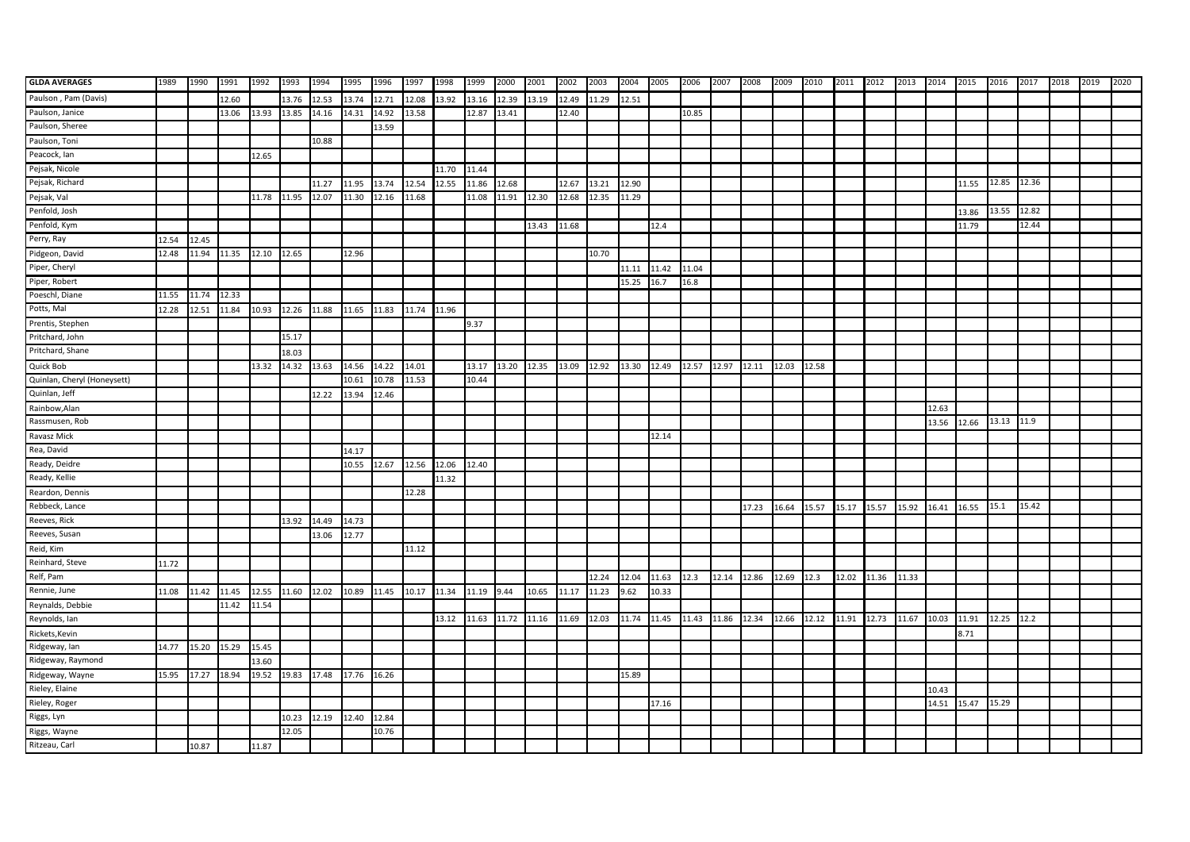| GLDA AVERAGES | 1989 | 1990 | 1991 | 1992 | 1993 | 1994 | 1995 | 1996 | 1997 | 1998 | 1999 | 2000 | 2001 | 2002 | 2003 | 2004 | 2005 | 2006 | 2007 | 2008 | 2009 | 2010 | 2011 | 2012 | 2013 | 2014 | 2015 | 2016 | 2017 | 2018 | 2019 | 2020 |
|---|---|---|---|---|---|---|---|---|---|---|---|---|---|---|---|---|---|---|---|---|---|---|---|---|---|---|---|---|---|---|---|---|
| Paulson , Pam (Davis) | | | 12.60 | | 13.76 | 12.53 | 13.74 | 12.71 | 12.08 | 13.92 | 13.16 | 12.39 | 13.19 | 12.49 | 11.29 | 12.51 | | | | | | | | | | | | | | | | |
| Paulson, Janice | | | 13.06 | 13.93 | 13.85 | 14.16 | 14.31 | 14.92 | 13.58 | | 12.87 | 13.41 | | 12.40 | | | | 10.85 | | | | | | | | | | | | | | |
| Paulson, Sheree | | | | | | | | 13.59 | | | | | | | | | | | | | | | | | | | | | | | | |
| Paulson, Toni | | | | | | 10.88 | | | | | | | | | | | | | | | | | | | | | | | | | | |
| Peacock, Ian | | | | 12.65 | | | | | | | | | | | | | | | | | | | | | | | | | | | | |
| Pejsak, Nicole | | | | | | | | | | 11.70 | 11.44 | | | | | | | | | | | | | | | | | | | | | |
| Pejsak, Richard | | | | | | 11.27 | 11.95 | 13.74 | 12.54 | 12.55 | 11.86 | 12.68 | | 12.67 | 13.21 | 12.90 | | | | | | | | | | | 11.55 | 12.85 | 12.36 | | | |
| Pejsak, Val | | | | 11.78 | 11.95 | 12.07 | 11.30 | 12.16 | 11.68 | | 11.08 | 11.91 | 12.30 | 12.68 | 12.35 | 11.29 | | | | | | | | | | | | | | | | |
| Penfold, Josh | | | | | | | | | | | | | | | | | | | | | | | | | | | 13.86 | 13.55 | 12.82 | | | |
| Penfold, Kym | | | | | | | | | | | | | 13.43 | 11.68 | | | 12.4 | | | | | | | | | | 11.79 | | 12.44 | | | |
| Perry, Ray | 12.54 | 12.45 | | | | | | | | | | | | | | | | | | | | | | | | | | | | | | |
| Pidgeon, David | 12.48 | 11.94 | 11.35 | 12.10 | 12.65 | | 12.96 | | | | | | | | 10.70 | | | | | | | | | | | | | | | | | |
| Piper, Cheryl | | | | | | | | | | | | | | | | 11.11 | 11.42 | 11.04 | | | | | | | | | | | | | | |
| Piper, Robert | | | | | | | | | | | | | | | | 15.25 | 16.7 | 16.8 | | | | | | | | | | | | | | |
| Poeschl, Diane | 11.55 | 11.74 | 12.33 | | | | | | | | | | | | | | | | | | | | | | | | | | | | | |
| Potts, Mal | 12.28 | 12.51 | 11.84 | 10.93 | 12.26 | 11.88 | 11.65 | 11.83 | 11.74 | 11.96 | | | | | | | | | | | | | | | | | | | | | | |
| Prentis, Stephen | | | | | | | | | | | 9.37 | | | | | | | | | | | | | | | | | | | | | |
| Pritchard, John | | | | | 15.17 | | | | | | | | | | | | | | | | | | | | | | | | | | | |
| Pritchard, Shane | | | | | 18.03 | | | | | | | | | | | | | | | | | | | | | | | | | | | |
| Quick Bob | | | | 13.32 | 14.32 | 13.63 | 14.56 | 14.22 | 14.01 | | 13.17 | 13.20 | 12.35 | 13.09 | 12.92 | 13.30 | 12.49 | 12.57 | 12.97 | 12.11 | 12.03 | 12.58 | | | | | | | | | | |
| Quinlan, Cheryl (Honeysett) | | | | | | | 10.61 | 10.78 | 11.53 | | 10.44 | | | | | | | | | | | | | | | | | | | | | |
| Quinlan, Jeff | | | | | | 12.22 | 13.94 | 12.46 | | | | | | | | | | | | | | | | | | | | | | | | |
| Rainbow,Alan | | | | | | | | | | | | | | | | | | | | | | | | | | 12.63 | | | | | | |
| Rassmusen, Rob | | | | | | | | | | | | | | | | | | | | | | | | | | 13.56 | 12.66 | 13.13 | 11.9 | | | |
| Ravasz Mick | | | | | | | | | | | | | | | | | 12.14 | | | | | | | | | | | | | | | |
| Rea, David | | | | | | | 14.17 | | | | | | | | | | | | | | | | | | | | | | | | | |
| Ready, Deidre | | | | | | | 10.55 | 12.67 | 12.56 | 12.06 | 12.40 | | | | | | | | | | | | | | | | | | | | | |
| Ready, Kellie | | | | | | | | | | 11.32 | | | | | | | | | | | | | | | | | | | | | | |
| Reardon, Dennis | | | | | | | | | 12.28 | | | | | | | | | | | | | | | | | | | | | | | |
| Rebbeck, Lance | | | | | | | | | | | | | | | | | | | | 17.23 | 16.64 | 15.57 | 15.17 | 15.57 | 15.92 | 16.41 | 16.55 | 15.1 | 15.42 | | | |
| Reeves, Rick | | | | | 13.92 | 14.49 | 14.73 | | | | | | | | | | | | | | | | | | | | | | | | | |
| Reeves, Susan | | | | | | 13.06 | 12.77 | | | | | | | | | | | | | | | | | | | | | | | | | |
| Reid, Kim | | | | | | | | | 11.12 | | | | | | | | | | | | | | | | | | | | | | | |
| Reinhard, Steve | 11.72 | | | | | | | | | | | | | | | | | | | | | | | | | | | | | | | |
| Relf, Pam | | | | | | | | | | | | | | | 12.24 | 12.04 | 11.63 | 12.3 | 12.14 | 12.86 | 12.69 | 12.3 | 12.02 | 11.36 | 11.33 | | | | | | | |
| Rennie, June | 11.08 | 11.42 | 11.45 | 12.55 | 11.60 | 12.02 | 10.89 | 11.45 | 10.17 | 11.34 | 11.19 | 9.44 | 10.65 | 11.17 | 11.23 | 9.62 | 10.33 | | | | | | | | | | | | | | | |
| Reynalds, Debbie | | | 11.42 | 11.54 | | | | | | | | | | | | | | | | | | | | | | | | | | | | |
| Reynolds, Ian | | | | | | | | | | 13.12 | 11.63 | 11.72 | 11.16 | 11.69 | 12.03 | 11.74 | 11.45 | 11.43 | 11.86 | 12.34 | 12.66 | 12.12 | 11.91 | 12.73 | 11.67 | 10.03 | 11.91 | 12.25 | 12.2 | | | |
| Rickets,Kevin | | | | | | | | | | | | | | | | | | | | | | | | | | | 8.71 | | | | | |
| Ridgeway, Ian | 14.77 | 15.20 | 15.29 | 15.45 | | | | | | | | | | | | | | | | | | | | | | | | | | | | |
| Ridgeway, Raymond | | | | 13.60 | | | | | | | | | | | | | | | | | | | | | | | | | | | | |
| Ridgeway, Wayne | 15.95 | 17.27 | 18.94 | 19.52 | 19.83 | 17.48 | 17.76 | 16.26 | | | | | | | | 15.89 | | | | | | | | | | | | | | | | |
| Rieley, Elaine | | | | | | | | | | | | | | | | | | | | | | | | | | 10.43 | | | | | | |
| Rieley, Roger | | | | | | | | | | | | | | | | | 17.16 | | | | | | | | | 14.51 | 15.47 | 15.29 | | | | |
| Riggs, Lyn | | | | | 10.23 | 12.19 | 12.40 | 12.84 | | | | | | | | | | | | | | | | | | | | | | | | |
| Riggs, Wayne | | | | | 12.05 | | | 10.76 | | | | | | | | | | | | | | | | | | | | | | | | |
| Ritzeau, Carl | | 10.87 | | 11.87 | | | | | | | | | | | | | | | | | | | | | | | | | | | | |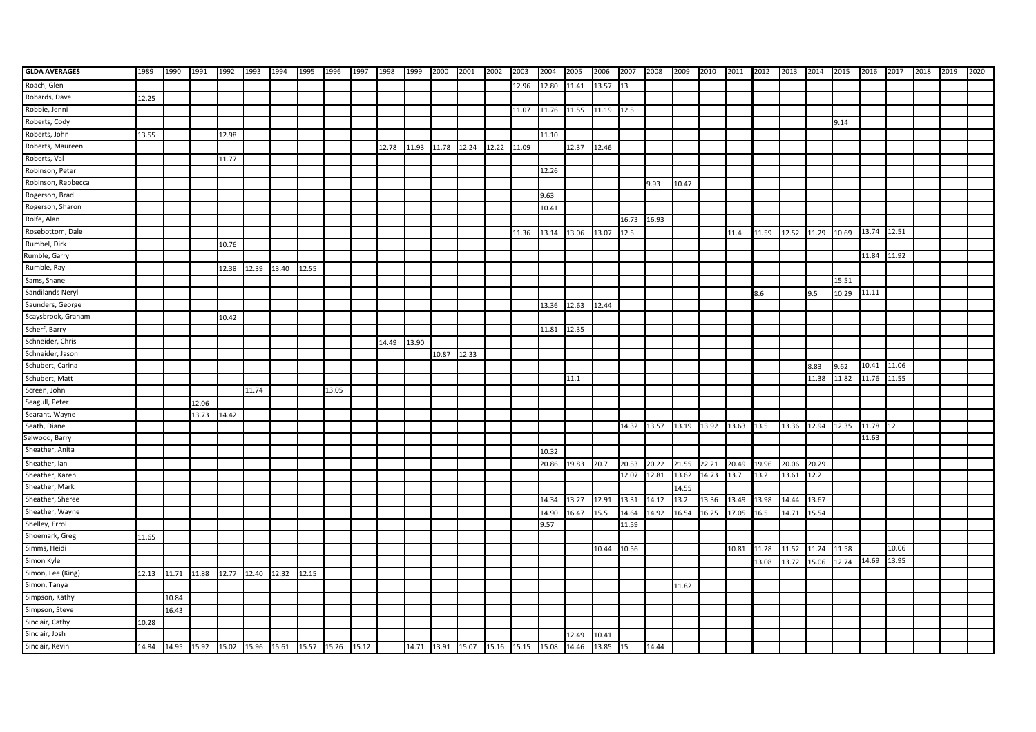| GLDA AVERAGES | 1989 | 1990 | 1991 | 1992 | 1993 | 1994 | 1995 | 1996 | 1997 | 1998 | 1999 | 2000 | 2001 | 2002 | 2003 | 2004 | 2005 | 2006 | 2007 | 2008 | 2009 | 2010 | 2011 | 2012 | 2013 | 2014 | 2015 | 2016 | 2017 | 2018 | 2019 | 2020 |
|---|---|---|---|---|---|---|---|---|---|---|---|---|---|---|---|---|---|---|---|---|---|---|---|---|---|---|---|---|---|---|---|---|
| Roach, Glen | | | | | | | | | | | | | | | 12.96 | 12.80 | 11.41 | 13.57 | 13 | | | | | | | | | | | | | |
| Robards, Dave | 12.25 | | | | | | | | | | | | | | | | | | | | | | | | | | | | | | | |
| Robbie, Jenni | | | | | | | | | | | | | | | 11.07 | 11.76 | 11.55 | 11.19 | 12.5 | | | | | | | | | | | | | |
| Roberts, Cody | | | | | | | | | | | | | | | | | | | | | | | | | | | 9.14 | | | | | |
| Roberts, John | 13.55 | | | 12.98 | | | | | | | | | | | | 11.10 | | | | | | | | | | | | | | | | |
| Roberts, Maureen | | | | | | | | | | 12.78 | 11.93 | 11.78 | 12.24 | 12.22 | 11.09 | | 12.37 | 12.46 | | | | | | | | | | | | | | |
| Roberts, Val | | | | 11.77 | | | | | | | | | | | | | | | | | | | | | | | | | | | | |
| Robinson, Peter | | | | | | | | | | | | | | | | 12.26 | | | | | | | | | | | | | | | | |
| Robinson, Rebbecca | | | | | | | | | | | | | | | | | | | | 9.93 | 10.47 | | | | | | | | | | | |
| Rogerson, Brad | | | | | | | | | | | | | | | | 9.63 | | | | | | | | | | | | | | | | |
| Rogerson, Sharon | | | | | | | | | | | | | | | | 10.41 | | | | | | | | | | | | | | | | |
| Rolfe, Alan | | | | | | | | | | | | | | | | | | | 16.73 | 16.93 | | | | | | | | | | | | |
| Rosebottom, Dale | | | | | | | | | | | | | | | 11.36 | 13.14 | 13.06 | 13.07 | 12.5 | | | | 11.4 | 11.59 | 12.52 | 11.29 | 10.69 | 13.74 | 12.51 | | | |
| Rumbel, Dirk | | | | 10.76 | | | | | | | | | | | | | | | | | | | | | | | | | | | | |
| Rumble, Garry | | | | | | | | | | | | | | | | | | | | | | | | | | | | 11.84 | 11.92 | | | |
| Rumble, Ray | | | | 12.38 | 12.39 | 13.40 | 12.55 | | | | | | | | | | | | | | | | | | | | | | | | | |
| Sams, Shane | | | | | | | | | | | | | | | | | | | | | | | | | | | 15.51 | | | | | |
| Sandilands Neryl | | | | | | | | | | | | | | | | | | | | | | | | 8.6 | | 9.5 | 10.29 | 11.11 | | | | |
| Saunders, George | | | | | | | | | | | | | | | | 13.36 | 12.63 | 12.44 | | | | | | | | | | | | | | |
| Scaysbrook, Graham | | | | 10.42 | | | | | | | | | | | | | | | | | | | | | | | | | | | | |
| Scherf, Barry | | | | | | | | | | | | | | | | 11.81 | 12.35 | | | | | | | | | | | | | | | |
| Schneider, Chris | | | | | | | | | | 14.49 | 13.90 | | | | | | | | | | | | | | | | | | | | | |
| Schneider, Jason | | | | | | | | | | | | 10.87 | 12.33 | | | | | | | | | | | | | | | | | | | |
| Schubert, Carina | | | | | | | | | | | | | | | | | | | | | | | | | | 8.83 | 9.62 | 10.41 | 11.06 | | | |
| Schubert, Matt | | | | | | | | | | | | | | | | | 11.1 | | | | | | | | | 11.38 | 11.82 | 11.76 | 11.55 | | | |
| Screen, John | | | | | 11.74 | | | 13.05 | | | | | | | | | | | | | | | | | | | | | | | | |
| Seagull, Peter | | | 12.06 | | | | | | | | | | | | | | | | | | | | | | | | | | | | | |
| Searant, Wayne | | | 13.73 | 14.42 | | | | | | | | | | | | | | | | | | | | | | | | | | | | |
| Seath, Diane | | | | | | | | | | | | | | | | | | | 14.32 | 13.57 | 13.19 | 13.92 | 13.63 | 13.5 | 13.36 | 12.94 | 12.35 | 11.78 | 12 | | | |
| Selwood, Barry | | | | | | | | | | | | | | | | | | | | | | | | | | | | 11.63 | | | | |
| Sheather, Anita | | | | | | | | | | | | | | | | 10.32 | | | | | | | | | | | | | | | | |
| Sheather, Ian | | | | | | | | | | | | | | | | 20.86 | 19.83 | 20.7 | 20.53 | 20.22 | 21.55 | 22.21 | 20.49 | 19.96 | 20.06 | 20.29 | | | | | | |
| Sheather, Karen | | | | | | | | | | | | | | | | | | | 12.07 | 12.81 | 13.62 | 14.73 | 13.7 | 13.2 | 13.61 | 12.2 | | | | | | |
| Sheather, Mark | | | | | | | | | | | | | | | | | | | | | 14.55 | | | | | | | | | | | |
| Sheather, Sheree | | | | | | | | | | | | | | | | 14.34 | 13.27 | 12.91 | 13.31 | 14.12 | 13.2 | 13.36 | 13.49 | 13.98 | 14.44 | 13.67 | | | | | | |
| Sheather, Wayne | | | | | | | | | | | | | | | | 14.90 | 16.47 | 15.5 | 14.64 | 14.92 | 16.54 | 16.25 | 17.05 | 16.5 | 14.71 | 15.54 | | | | | | |
| Shelley, Errol | | | | | | | | | | | | | | | | 9.57 | | | 11.59 | | | | | | | | | | | | | |
| Shoemark, Greg | 11.65 | | | | | | | | | | | | | | | | | | | | | | | | | | | | | | | |
| Simms, Heidi | | | | | | | | | | | | | | | | | | 10.44 | 10.56 | | | | 10.81 | 11.28 | 11.52 | 11.24 | 11.58 | | 10.06 | | | |
| Simon Kyle | | | | | | | | | | | | | | | | | | | | | | | | 13.08 | 13.72 | 15.06 | 12.74 | 14.69 | 13.95 | | | |
| Simon, Lee (King) | 12.13 | 11.71 | 11.88 | 12.77 | 12.40 | 12.32 | 12.15 | | | | | | | | | | | | | | | | | | | | | | | | | |
| Simon, Tanya | | | | | | | | | | | | | | | | | | | | | 11.82 | | | | | | | | | | | |
| Simpson, Kathy | | 10.84 | | | | | | | | | | | | | | | | | | | | | | | | | | | | | | |
| Simpson, Steve | | 16.43 | | | | | | | | | | | | | | | | | | | | | | | | | | | | | | |
| Sinclair, Cathy | 10.28 | | | | | | | | | | | | | | | | | | | | | | | | | | | | | | | |
| Sinclair, Josh | | | | | | | | | | | | | | | | | 12.49 | 10.41 | | | | | | | | | | | | | | |
| Sinclair, Kevin | 14.84 | 14.95 | 15.92 | 15.02 | 15.96 | 15.61 | 15.57 | 15.26 | 15.12 | | 14.71 | 13.91 | 15.07 | 15.16 | 15.15 | 15.08 | 14.46 | 13.85 | 15 | 14.44 | | | | | | | | | | | | |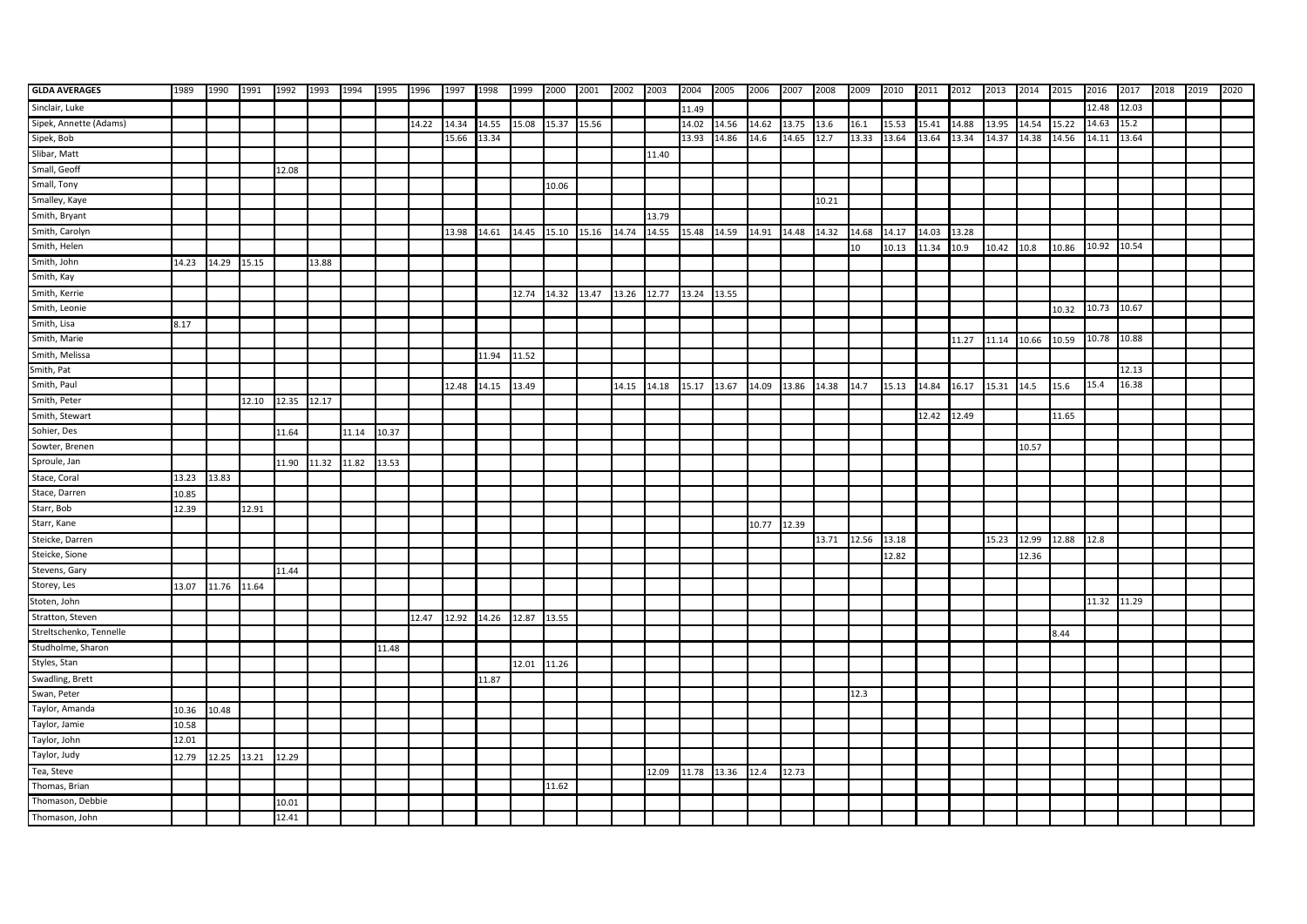| GLDA AVERAGES | 1989 | 1990 | 1991 | 1992 | 1993 | 1994 | 1995 | 1996 | 1997 | 1998 | 1999 | 2000 | 2001 | 2002 | 2003 | 2004 | 2005 | 2006 | 2007 | 2008 | 2009 | 2010 | 2011 | 2012 | 2013 | 2014 | 2015 | 2016 | 2017 | 2018 | 2019 | 2020 |
|---|---|---|---|---|---|---|---|---|---|---|---|---|---|---|---|---|---|---|---|---|---|---|---|---|---|---|---|---|---|---|---|---|
| Sinclair, Luke | | | | | | | | | | | | | | | | 11.49 | | | | | | | | | | | | 12.48 | 12.03 | | | |
| Sipek, Annette (Adams) | | | | | | | | 14.22 | 14.34 | 14.55 | 15.08 | 15.37 | 15.56 | | | 14.02 | 14.56 | 14.62 | 13.75 | 13.6 | 16.1 | 15.53 | 15.41 | 14.88 | 13.95 | 14.54 | 15.22 | 14.63 | 15.2 | | | |
| Sipek, Bob | | | | | | | | | 15.66 | 13.34 | | | | | | 13.93 | 14.86 | 14.6 | 14.65 | 12.7 | 13.33 | 13.64 | 13.64 | 13.34 | 14.37 | 14.38 | 14.56 | 14.11 | 13.64 | | | |
| Slibar, Matt | | | | | | | | | | | | | | | 11.40 | | | | | | | | | | | | | | | | | |
| Small, Geoff | | | | 12.08 | | | | | | | | | | | | | | | | | | | | | | | | | | | | |
| Small, Tony | | | | | | | | | | | | 10.06 | | | | | | | | | | | | | | | | | | | | |
| Smalley, Kaye | | | | | | | | | | | | | | | | | | | | 10.21 | | | | | | | | | | | | |
| Smith, Bryant | | | | | | | | | | | | | | | 13.79 | | | | | | | | | | | | | | | | | |
| Smith, Carolyn | | | | | | | | | 13.98 | 14.61 | 14.45 | 15.10 | 15.16 | 14.74 | 14.55 | 15.48 | 14.59 | 14.91 | 14.48 | 14.32 | 14.68 | 14.17 | 14.03 | 13.28 | | | | | | | | |
| Smith, Helen | | | | | | | | | | | | | | | | | | | | | 10 | 10.13 | 11.34 | 10.9 | 10.42 | 10.8 | 10.86 | 10.92 | 10.54 | | | |
| Smith, John | 14.23 | 14.29 | 15.15 | | 13.88 | | | | | | | | | | | | | | | | | | | | | | | | | | | |
| Smith, Kay | | | | | | | | | | | | | | | | | | | | | | | | | | | | | | | | |
| Smith, Kerrie | | | | | | | | | | | 12.74 | 14.32 | 13.47 | 13.26 | 12.77 | 13.24 | 13.55 | | | | | | | | | | | | | | | |
| Smith, Leonie | | | | | | | | | | | | | | | | | | | | | | | | | | | 10.32 | 10.73 | 10.67 | | | |
| Smith, Lisa | 8.17 | | | | | | | | | | | | | | | | | | | | | | | | | | | | | | | |
| Smith, Marie | | | | | | | | | | | | | | | | | | | | | | | | 11.27 | 11.14 | 10.66 | 10.59 | 10.78 | 10.88 | | | |
| Smith, Melissa | | | | | | | | | | 11.94 | 11.52 | | | | | | | | | | | | | | | | | | | | | |
| Smith, Pat | | | | | | | | | | | | | | | | | | | | | | | | | | | | | 12.13 | | | |
| Smith, Paul | | | | | | | | | 12.48 | 14.15 | 13.49 | | | 14.15 | 14.18 | 15.17 | 13.67 | 14.09 | 13.86 | 14.38 | 14.7 | 15.13 | 14.84 | 16.17 | 15.31 | 14.5 | 15.6 | 15.4 | 16.38 | | | |
| Smith, Peter | | | 12.10 | 12.35 | 12.17 | | | | | | | | | | | | | | | | | | | | | | | | | | | |
| Smith, Stewart | | | | | | | | | | | | | | | | | | | | | | | 12.42 | 12.49 | | | 11.65 | | | | | |
| Sohier, Des | | | | 11.64 | | 11.14 | 10.37 | | | | | | | | | | | | | | | | | | | | | | | | | |
| Sowter, Brenen | | | | | | | | | | | | | | | | | | | | | | | | | | 10.57 | | | | | | |
| Sproule, Jan | | | | 11.90 | 11.32 | 11.82 | 13.53 | | | | | | | | | | | | | | | | | | | | | | | | | |
| Stace, Coral | 13.23 | 13.83 | | | | | | | | | | | | | | | | | | | | | | | | | | | | | | |
| Stace, Darren | 10.85 | | | | | | | | | | | | | | | | | | | | | | | | | | | | | | | |
| Starr, Bob | 12.39 | | 12.91 | | | | | | | | | | | | | | | | | | | | | | | | | | | | | |
| Starr, Kane | | | | | | | | | | | | | | | | | | 10.77 | 12.39 | | | | | | | | | | | | | |
| Steicke, Darren | | | | | | | | | | | | | | | | | | | | 13.71 | 12.56 | 13.18 | | | 15.23 | 12.99 | 12.88 | 12.8 | | | | |
| Steicke, Sione | | | | | | | | | | | | | | | | | | | | | | 12.82 | | | | 12.36 | | | | | | |
| Stevens, Gary | | | | 11.44 | | | | | | | | | | | | | | | | | | | | | | | | | | | | |
| Storey, Les | 13.07 | 11.76 | 11.64 | | | | | | | | | | | | | | | | | | | | | | | | | | | | | |
| Stoten, John | | | | | | | | | | | | | | | | | | | | | | | | | | | | 11.32 | 11.29 | | | |
| Stratton, Steven | | | | | | | | 12.47 | 12.92 | 14.26 | 12.87 | 13.55 | | | | | | | | | | | | | | | | | | | | |
| Streltschenko, Tennelle | | | | | | | | | | | | | | | | | | | | | | | | | | | 8.44 | | | | | |
| Studholme, Sharon | | | | | | | 11.48 | | | | | | | | | | | | | | | | | | | | | | | | | |
| Styles, Stan | | | | | | | | | | | 12.01 | 11.26 | | | | | | | | | | | | | | | | | | | | |
| Swadling, Brett | | | | | | | | | | 11.87 | | | | | | | | | | | | | | | | | | | | | | |
| Swan, Peter | | | | | | | | | | | | | | | | | | | | | 12.3 | | | | | | | | | | | |
| Taylor, Amanda | 10.36 | 10.48 | | | | | | | | | | | | | | | | | | | | | | | | | | | | | | |
| Taylor, Jamie | 10.58 | | | | | | | | | | | | | | | | | | | | | | | | | | | | | | | |
| Taylor, John | 12.01 | | | | | | | | | | | | | | | | | | | | | | | | | | | | | | | |
| Taylor, Judy | 12.79 | 12.25 | 13.21 | 12.29 | | | | | | | | | | | | | | | | | | | | | | | | | | | | |
| Tea, Steve | | | | | | | | | | | | | | | 12.09 | 11.78 | 13.36 | 12.4 | 12.73 | | | | | | | | | | | | | |
| Thomas, Brian | | | | | | | | | | | | 11.62 | | | | | | | | | | | | | | | | | | | | |
| Thomason, Debbie | | | | 10.01 | | | | | | | | | | | | | | | | | | | | | | | | | | | | |
| Thomason, John | | | | 12.41 | | | | | | | | | | | | | | | | | | | | | | | | | | | | |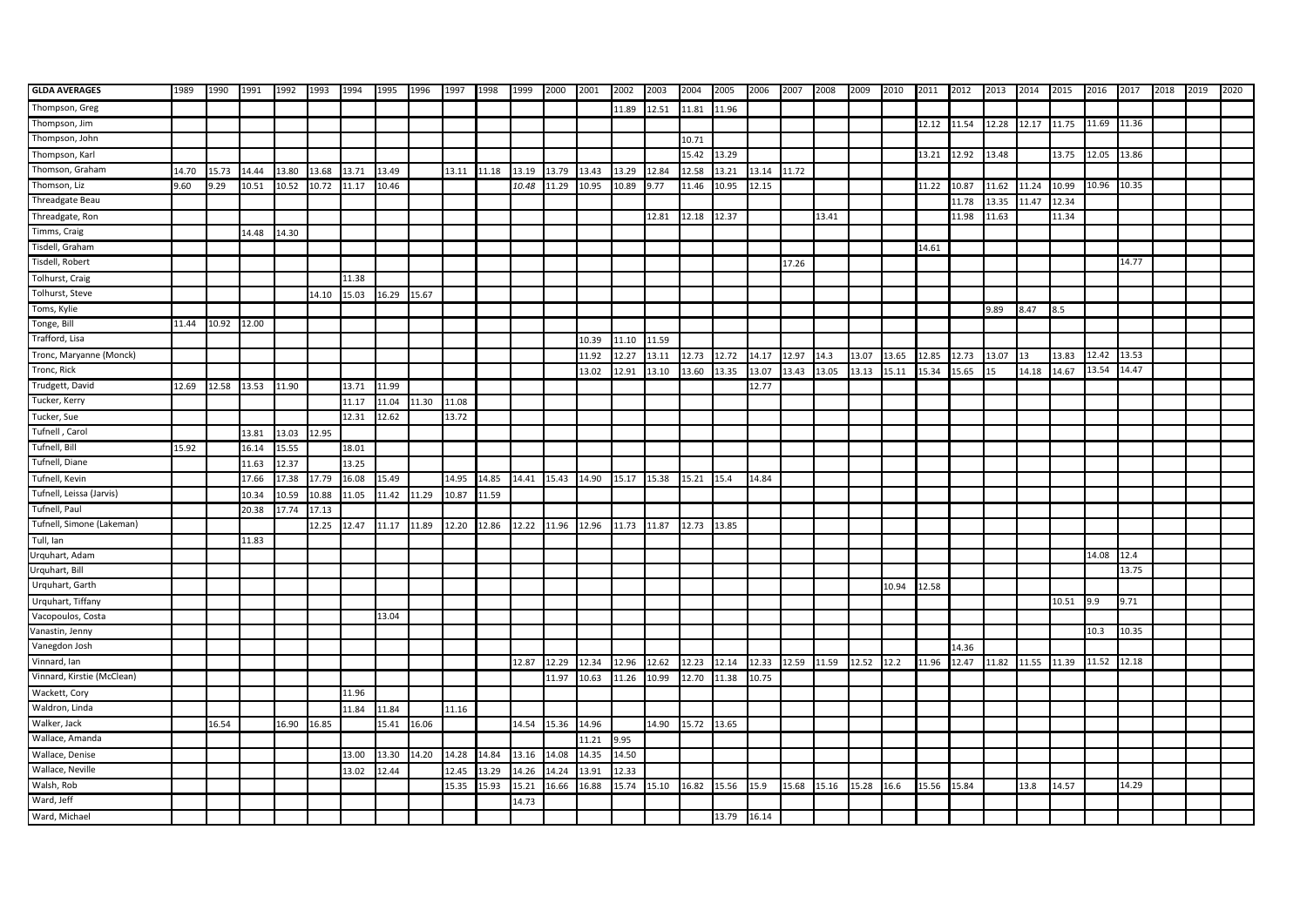| GLDA AVERAGES | 1989 | 1990 | 1991 | 1992 | 1993 | 1994 | 1995 | 1996 | 1997 | 1998 | 1999 | 2000 | 2001 | 2002 | 2003 | 2004 | 2005 | 2006 | 2007 | 2008 | 2009 | 2010 | 2011 | 2012 | 2013 | 2014 | 2015 | 2016 | 2017 | 2018 | 2019 | 2020 |
|---|---|---|---|---|---|---|---|---|---|---|---|---|---|---|---|---|---|---|---|---|---|---|---|---|---|---|---|---|---|---|---|---|
| Thompson, Greg | | | | | | | | | | | | | | 11.89 | 12.51 | 11.81 | 11.96 | | | | | | | | | | | | | | | |
| Thompson, Jim | | | | | | | | | | | | | | | | | | | | | | | 12.12 | 11.54 | 12.28 | 12.17 | 11.75 | 11.69 | 11.36 | | | |
| Thompson, John | | | | | | | | | | | | | | | | 10.71 | | | | | | | | | | | | | | | | |
| Thompson, Karl | | | | | | | | | | | | | | | | 15.42 | 13.29 | | | | | | 13.21 | 12.92 | 13.48 | | 13.75 | 12.05 | 13.86 | | | |
| Thomson, Graham | 14.70 | 15.73 | 14.44 | 13.80 | 13.68 | 13.71 | 13.49 | | 13.11 | 11.18 | 13.19 | 13.79 | 13.43 | 13.29 | 12.84 | 12.58 | 13.21 | 13.14 | 11.72 | | | | | | | | | | | | | |
| Thomson, Liz | 9.60 | 9.29 | 10.51 | 10.52 | 10.72 | 11.17 | 10.46 | | | | *10.48* | 11.29 | 10.95 | 10.89 | 9.77 | 11.46 | 10.95 | 12.15 | | | | | 11.22 | 10.87 | 11.62 | 11.24 | 10.99 | 10.96 | 10.35 | | | |
| Threadgate Beau | | | | | | | | | | | | | | | | | | | | | | | | 11.78 | 13.35 | 11.47 | 12.34 | | | | | |
| Threadgate, Ron | | | | | | | | | | | | | | | 12.81 | 12.18 | 12.37 | | | 13.41 | | | | 11.98 | 11.63 | | 11.34 | | | | | |
| Timms, Craig | | | 14.48 | 14.30 | | | | | | | | | | | | | | | | | | | | | | | | | | | | |
| Tisdell, Graham | | | | | | | | | | | | | | | | | | | | | | | 14.61 | | | | | | | | | |
| Tisdell, Robert | | | | | | | | | | | | | | | | | | | 17.26 | | | | | | | | | | 14.77 | | | |
| Tolhurst, Craig | | | | | | 11.38 | | | | | | | | | | | | | | | | | | | | | | | | | | |
| Tolhurst, Steve | | | | | 14.10 | 15.03 | 16.29 | 15.67 | | | | | | | | | | | | | | | | | | | | | | | | |
| Toms, Kylie | | | | | | | | | | | | | | | | | | | | | | | | | 9.89 | 8.47 | 8.5 | | | | | |
| Tonge, Bill | 11.44 | 10.92 | 12.00 | | | | | | | | | | | | | | | | | | | | | | | | | | | | | |
| Trafford, Lisa | | | | | | | | | | | | | 10.39 | 11.10 | 11.59 | | | | | | | | | | | | | | | | | |
| Tronc, Maryanne (Monck) | | | | | | | | | | | | | 11.92 | 12.27 | 13.11 | 12.73 | 12.72 | 14.17 | 12.97 | 14.3 | 13.07 | 13.65 | 12.85 | 12.73 | 13.07 | 13 | 13.83 | 12.42 | 13.53 | | | |
| Tronc, Rick | | | | | | | | | | | | | 13.02 | 12.91 | 13.10 | 13.60 | 13.35 | 13.07 | 13.43 | 13.05 | 13.13 | 15.11 | 15.34 | 15.65 | 15 | 14.18 | 14.67 | 13.54 | 14.47 | | | |
| Trudgett, David | 12.69 | 12.58 | 13.53 | 11.90 | | 13.71 | 11.99 | | | | | | | | | | | 12.77 | | | | | | | | | | | | | | |
| Tucker, Kerry | | | | | | 11.17 | 11.04 | 11.30 | 11.08 | | | | | | | | | | | | | | | | | | | | | | | |
| Tucker, Sue | | | | | | 12.31 | 12.62 | | 13.72 | | | | | | | | | | | | | | | | | | | | | | | |
| Tufnell , Carol | | | 13.81 | 13.03 | 12.95 | | | | | | | | | | | | | | | | | | | | | | | | | | | |
| Tufnell, Bill | 15.92 | | 16.14 | 15.55 | | 18.01 | | | | | | | | | | | | | | | | | | | | | | | | | | |
| Tufnell, Diane | | | 11.63 | 12.37 | | 13.25 | | | | | | | | | | | | | | | | | | | | | | | | | | |
| Tufnell, Kevin | | | 17.66 | 17.38 | 17.79 | 16.08 | 15.49 | | 14.95 | 14.85 | 14.41 | 15.43 | 14.90 | 15.17 | 15.38 | 15.21 | 15.4 | 14.84 | | | | | | | | | | | | | | |
| Tufnell, Leissa (Jarvis) | | | 10.34 | 10.59 | 10.88 | 11.05 | 11.42 | 11.29 | 10.87 | 11.59 | | | | | | | | | | | | | | | | | | | | | | |
| Tufnell, Paul | | | 20.38 | 17.74 | 17.13 | | | | | | | | | | | | | | | | | | | | | | | | | | | |
| Tufnell, Simone (Lakeman) | | | | | 12.25 | 12.47 | 11.17 | 11.89 | 12.20 | 12.86 | 12.22 | 11.96 | 12.96 | 11.73 | 11.87 | 12.73 | 13.85 | | | | | | | | | | | | | | | |
| Tull, Ian | | | 11.83 | | | | | | | | | | | | | | | | | | | | | | | | | | | | | |
| Urquhart, Adam | | | | | | | | | | | | | | | | | | | | | | | | | | | | 14.08 | 12.4 | | | |
| Urquhart, Bill | | | | | | | | | | | | | | | | | | | | | | | | | | | | | 13.75 | | | |
| Urquhart, Garth | | | | | | | | | | | | | | | | | | | | | | 10.94 | 12.58 | | | | | | | | | |
| Urquhart, Tiffany | | | | | | | | | | | | | | | | | | | | | | | | | | | 10.51 | 9.9 | 9.71 | | | |
| Vacopoulos, Costa | | | | | | | 13.04 | | | | | | | | | | | | | | | | | | | | | | | | | |
| Vanastin, Jenny | | | | | | | | | | | | | | | | | | | | | | | | | | | | 10.3 | 10.35 | | | |
| Vanegdon Josh | | | | | | | | | | | | | | | | | | | | | | | | 14.36 | | | | | | | | |
| Vinnard, Ian | | | | | | | | | | | 12.87 | 12.29 | 12.34 | 12.96 | 12.62 | 12.23 | 12.14 | 12.33 | 12.59 | 11.59 | 12.52 | 12.2 | 11.96 | 12.47 | 11.82 | 11.55 | 11.39 | 11.52 | 12.18 | | | |
| Vinnard, Kirstie (McClean) | | | | | | | | | | | | 11.97 | 10.63 | 11.26 | 10.99 | 12.70 | 11.38 | 10.75 | | | | | | | | | | | | | | |
| Wackett, Cory | | | | | | 11.96 | | | | | | | | | | | | | | | | | | | | | | | | | | |
| Waldron, Linda | | | | | | 11.84 | 11.84 | | 11.16 | | | | | | | | | | | | | | | | | | | | | | | |
| Walker, Jack | | 16.54 | | 16.90 | 16.85 | | 15.41 | 16.06 | | | 14.54 | 15.36 | 14.96 | | 14.90 | 15.72 | 13.65 | | | | | | | | | | | | | | | |
| Wallace, Amanda | | | | | | | | | | | | | 11.21 | 9.95 | | | | | | | | | | | | | | | | | | |
| Wallace, Denise | | | | | | 13.00 | 13.30 | 14.20 | 14.28 | 14.84 | 13.16 | 14.08 | 14.35 | 14.50 | | | | | | | | | | | | | | | | | | |
| Wallace, Neville | | | | | | 13.02 | 12.44 | | 12.45 | 13.29 | 14.26 | 14.24 | 13.91 | 12.33 | | | | | | | | | | | | | | | | | | |
| Walsh, Rob | | | | | | | | | 15.35 | 15.93 | 15.21 | 16.66 | 16.88 | 15.74 | 15.10 | 16.82 | 15.56 | 15.9 | 15.68 | 15.16 | 15.28 | 16.6 | 15.56 | 15.84 | | 13.8 | 14.57 | | 14.29 | | | |
| Ward, Jeff | | | | | | | | | | | 14.73 | | | | | | | | | | | | | | | | | | | | | |
| Ward, Michael | | | | | | | | | | | | | | | | | 13.79 | 16.14 | | | | | | | | | | | | | | |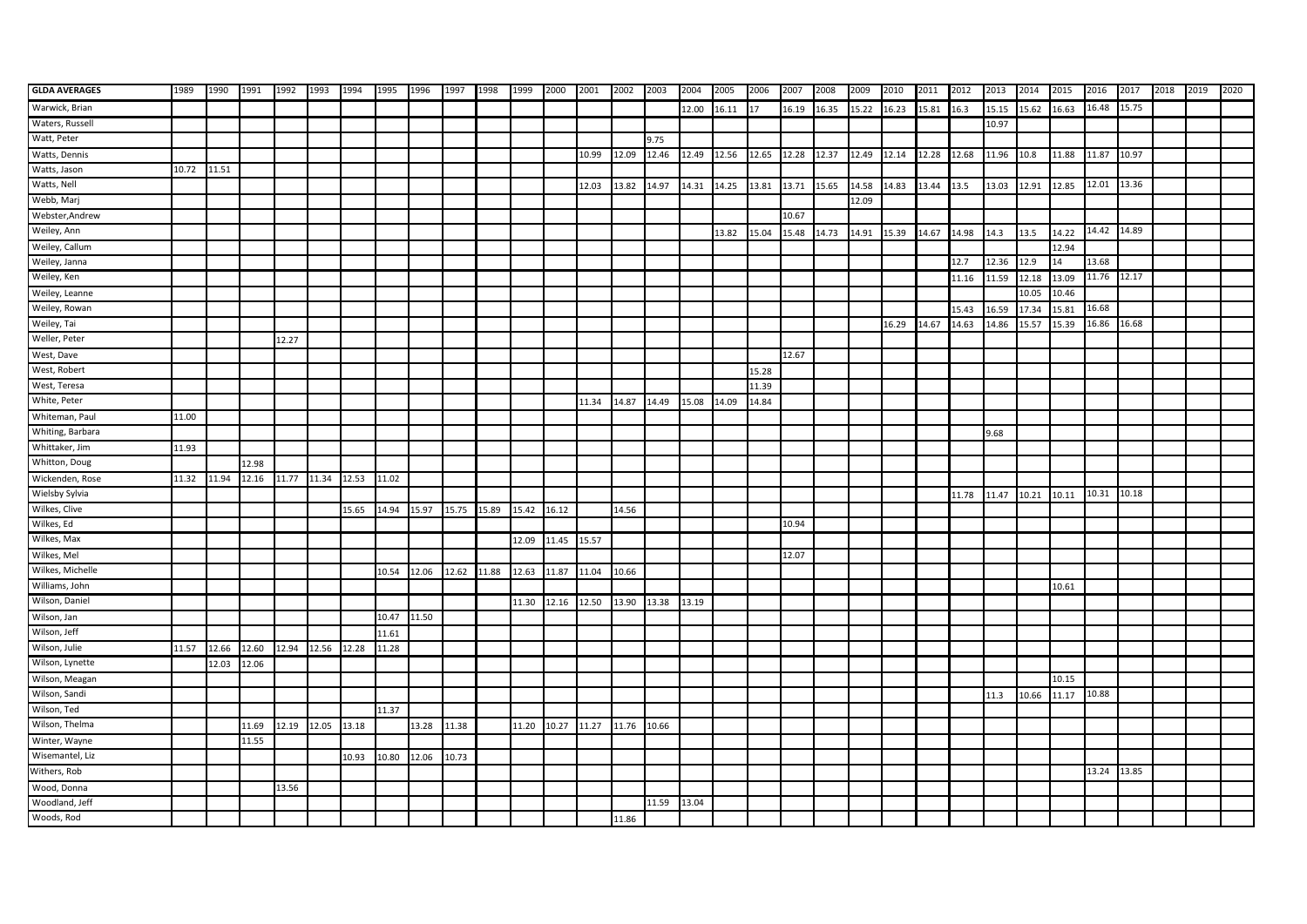| GLDA AVERAGES | 1989 | 1990 | 1991 | 1992 | 1993 | 1994 | 1995 | 1996 | 1997 | 1998 | 1999 | 2000 | 2001 | 2002 | 2003 | 2004 | 2005 | 2006 | 2007 | 2008 | 2009 | 2010 | 2011 | 2012 | 2013 | 2014 | 2015 | 2016 | 2017 | 2018 | 2019 | 2020 |
|---|---|---|---|---|---|---|---|---|---|---|---|---|---|---|---|---|---|---|---|---|---|---|---|---|---|---|---|---|---|---|---|---|
| Warwick, Brian | | | | | | | | | | | | | | | | 12.00 | 16.11 | 17 | 16.19 | 16.35 | 15.22 | 16.23 | 15.81 | 16.3 | 15.15 | 15.62 | 16.63 | 16.48 | 15.75 | | | |
| Waters, Russell | | | | | | | | | | | | | | | | | | | | | | | | | 10.97 | | | | | | | |
| Watt, Peter | | | | | | | | | | | | | | | 9.75 | | | | | | | | | | | | | | | | | |
| Watts, Dennis | | | | | | | | | | | | | 10.99 | 12.09 | 12.46 | 12.49 | 12.56 | 12.65 | 12.28 | 12.37 | 12.49 | 12.14 | 12.28 | 12.68 | 11.96 | 10.8 | 11.88 | 11.87 | 10.97 | | | |
| Watts, Jason | 10.72 | 11.51 | | | | | | | | | | | | | | | | | | | | | | | | | | | | | | |
| Watts, Nell | | | | | | | | | | | | | 12.03 | 13.82 | 14.97 | 14.31 | 14.25 | 13.81 | 13.71 | 15.65 | 14.58 | 14.83 | 13.44 | 13.5 | 13.03 | 12.91 | 12.85 | 12.01 | 13.36 | | | |
| Webb, Marj | | | | | | | | | | | | | | | | | | | | | 12.09 | | | | | | | | | | | |
| Webster,Andrew | | | | | | | | | | | | | | | | | | | 10.67 | | | | | | | | | | | | | |
| Weiley, Ann | | | | | | | | | | | | | | | | | 13.82 | 15.04 | 15.48 | 14.73 | 14.91 | 15.39 | 14.67 | 14.98 | 14.3 | 13.5 | 14.22 | 14.42 | 14.89 | | | |
| Weiley, Callum | | | | | | | | | | | | | | | | | | | | | | | | | | | 12.94 | | | | | |
| Weiley, Janna | | | | | | | | | | | | | | | | | | | | | | | | 12.7 | 12.36 | 12.9 | 14 | 13.68 | | | | |
| Weiley, Ken | | | | | | | | | | | | | | | | | | | | | | | | 11.16 | 11.59 | 12.18 | 13.09 | 11.76 | 12.17 | | | |
| Weiley, Leanne | | | | | | | | | | | | | | | | | | | | | | | | | | 10.05 | 10.46 | | | | | |
| Weiley, Rowan | | | | | | | | | | | | | | | | | | | | | | | | 15.43 | 16.59 | 17.34 | 15.81 | 16.68 | | | | |
| Weiley, Tai | | | | | | | | | | | | | | | | | | | | | | 16.29 | 14.67 | 14.63 | 14.86 | 15.57 | 15.39 | 16.86 | 16.68 | | | |
| Weller, Peter | | | | 12.27 | | | | | | | | | | | | | | | | | | | | | | | | | | | | |
| West, Dave | | | | | | | | | | | | | | | | | | | 12.67 | | | | | | | | | | | | | |
| West, Robert | | | | | | | | | | | | | | | | | | 15.28 | | | | | | | | | | | | | | |
| West, Teresa | | | | | | | | | | | | | | | | | | 11.39 | | | | | | | | | | | | | | |
| White, Peter | | | | | | | | | | | | | 11.34 | 14.87 | 14.49 | 15.08 | 14.09 | 14.84 | | | | | | | | | | | | | | |
| Whiteman, Paul | 11.00 | | | | | | | | | | | | | | | | | | | | | | | | | | | | | | | |
| Whiting, Barbara | | | | | | | | | | | | | | | | | | | | | | | | | 9.68 | | | | | | | |
| Whittaker, Jim | 11.93 | | | | | | | | | | | | | | | | | | | | | | | | | | | | | | | |
| Whitton, Doug | | | 12.98 | | | | | | | | | | | | | | | | | | | | | | | | | | | | | |
| Wickenden, Rose | 11.32 | 11.94 | 12.16 | 11.77 | 11.34 | 12.53 | 11.02 | | | | | | | | | | | | | | | | | | | | | | | | | |
| Wielsby Sylvia | | | | | | | | | | | | | | | | | | | | | | | | 11.78 | 11.47 | 10.21 | 10.11 | 10.31 | 10.18 | | | |
| Wilkes, Clive | | | | | | 15.65 | 14.94 | 15.97 | 15.75 | 15.89 | 15.42 | 16.12 | | 14.56 | | | | | | | | | | | | | | | | | | |
| Wilkes, Ed | | | | | | | | | | | | | | | | | | | 10.94 | | | | | | | | | | | | | |
| Wilkes, Max | | | | | | | | | | | 12.09 | 11.45 | 15.57 | | | | | | | | | | | | | | | | | | | |
| Wilkes, Mel | | | | | | | | | | | | | | | | | | | 12.07 | | | | | | | | | | | | | |
| Wilkes, Michelle | | | | | | | 10.54 | 12.06 | 12.62 | 11.88 | 12.63 | 11.87 | 11.04 | 10.66 | | | | | | | | | | | | | | | | | | |
| Williams, John | | | | | | | | | | | | | | | | | | | | | | | | | | | 10.61 | | | | | |
| Wilson, Daniel | | | | | | | | | | | 11.30 | 12.16 | 12.50 | 13.90 | 13.38 | 13.19 | | | | | | | | | | | | | | | | |
| Wilson, Jan | | | | | | | 10.47 | 11.50 | | | | | | | | | | | | | | | | | | | | | | | | |
| Wilson, Jeff | | | | | | | 11.61 | | | | | | | | | | | | | | | | | | | | | | | | | |
| Wilson, Julie | 11.57 | 12.66 | 12.60 | 12.94 | 12.56 | 12.28 | 11.28 | | | | | | | | | | | | | | | | | | | | | | | | | |
| Wilson, Lynette | | 12.03 | 12.06 | | | | | | | | | | | | | | | | | | | | | | | | | | | | | |
| Wilson, Meagan | | | | | | | | | | | | | | | | | | | | | | | | | | | 10.15 | | | | | |
| Wilson, Sandi | | | | | | | | | | | | | | | | | | | | | | | | | 11.3 | 10.66 | 11.17 | 10.88 | | | | |
| Wilson, Ted | | | | | | | 11.37 | | | | | | | | | | | | | | | | | | | | | | | | | |
| Wilson, Thelma | | | 11.69 | 12.19 | 12.05 | 13.18 | | 13.28 | 11.38 | | 11.20 | 10.27 | 11.27 | 11.76 | 10.66 | | | | | | | | | | | | | | | | | |
| Winter, Wayne | | | 11.55 | | | | | | | | | | | | | | | | | | | | | | | | | | | | | |
| Wisemantel, Liz | | | | | | 10.93 | 10.80 | 12.06 | 10.73 | | | | | | | | | | | | | | | | | | | | | | | |
| Withers, Rob | | | | | | | | | | | | | | | | | | | | | | | | | | | | 13.24 | 13.85 | | | |
| Wood, Donna | | | | 13.56 | | | | | | | | | | | | | | | | | | | | | | | | | | | | |
| Woodland, Jeff | | | | | | | | | | | | | | | 11.59 | 13.04 | | | | | | | | | | | | | | | | |
| Woods, Rod | | | | | | | | | | | | | | 11.86 | | | | | | | | | | | | | | | | | | |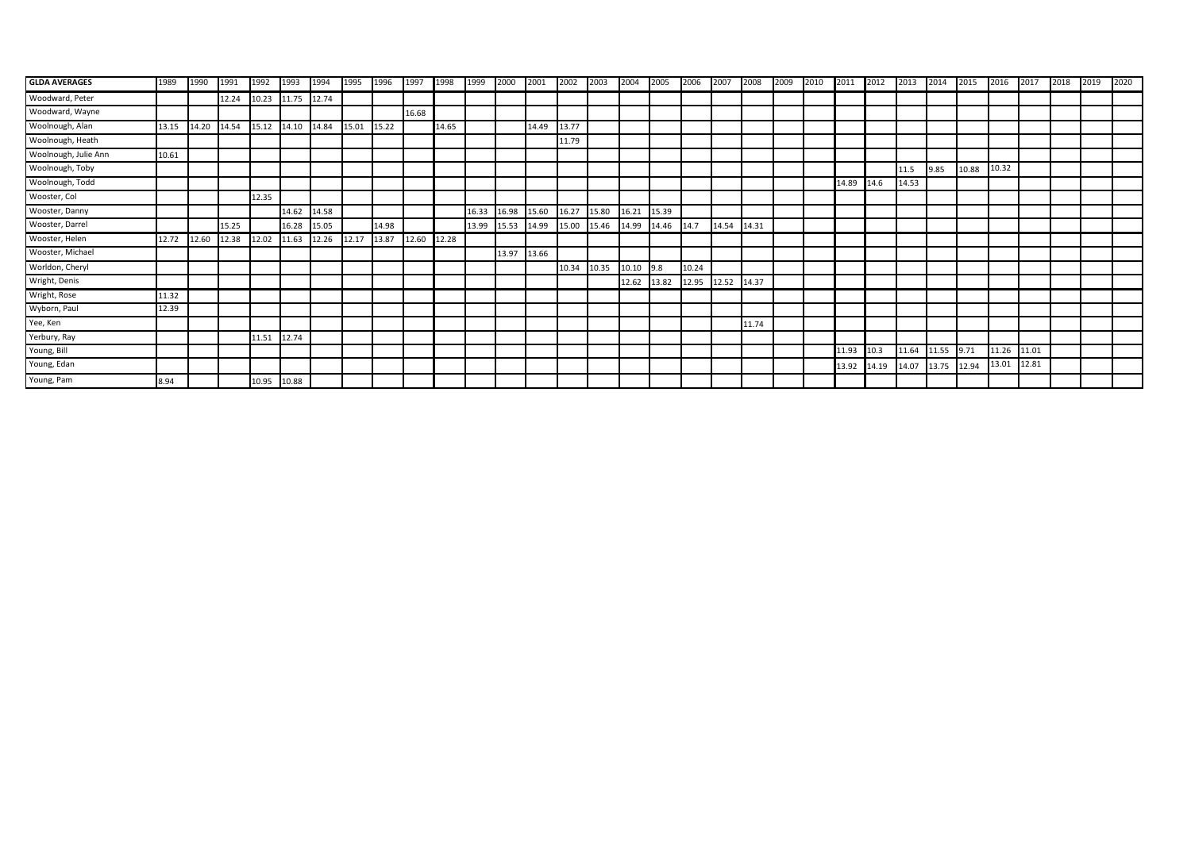| GLDA AVERAGES | 1989 | 1990 | 1991 | 1992 | 1993 | 1994 | 1995 | 1996 | 1997 | 1998 | 1999 | 2000 | 2001 | 2002 | 2003 | 2004 | 2005 | 2006 | 2007 | 2008 | 2009 | 2010 | 2011 | 2012 | 2013 | 2014 | 2015 | 2016 | 2017 | 2018 | 2019 | 2020 |
|---|---|---|---|---|---|---|---|---|---|---|---|---|---|---|---|---|---|---|---|---|---|---|---|---|---|---|---|---|---|---|---|---|
| Woodward, Peter | | | 12.24 | 10.23 | 11.75 | 12.74 | | | | | | | | | | | | | | | | | | | | | | | | | | |
| Woodward, Wayne | | | | | | | | | 16.68 | | | | | | | | | | | | | | | | | | | | | | | |
| Woolnough, Alan | 13.15 | 14.20 | 14.54 | 15.12 | 14.10 | 14.84 | 15.01 | 15.22 | | 14.65 | | | 14.49 | 13.77 | | | | | | | | | | | | | | | | | | |
| Woolnough, Heath | | | | | | | | | | | | | | 11.79 | | | | | | | | | | | | | | | | | | |
| Woolnough, Julie Ann | 10.61 | | | | | | | | | | | | | | | | | | | | | | | | | | | | | | | |
| Woolnough, Toby | | | | | | | | | | | | | | | | | | | | | | | | | 11.5 | 9.85 | 10.88 | 10.32 | | | | |
| Woolnough, Todd | | | | | | | | | | | | | | | | | | | | | | | 14.89 | 14.6 | 14.53 | | | | | | | |
| Wooster, Col | | | | 12.35 | | | | | | | | | | | | | | | | | | | | | | | | | | | | |
| Wooster, Danny | | | | | 14.62 | 14.58 | | | | | 16.33 | 16.98 | 15.60 | 16.27 | 15.80 | 16.21 | 15.39 | | | | | | | | | | | | | | | |
| Wooster, Darrel | | | 15.25 | | 16.28 | 15.05 | | 14.98 | | | 13.99 | 15.53 | 14.99 | 15.00 | 15.46 | 14.99 | 14.46 | 14.7 | 14.54 | 14.31 | | | | | | | | | | | | |
| Wooster, Helen | 12.72 | 12.60 | 12.38 | 12.02 | 11.63 | 12.26 | 12.17 | 13.87 | 12.60 | 12.28 | | | | | | | | | | | | | | | | | | | | | | |
| Wooster, Michael | | | | | | | | | | | | 13.97 | 13.66 | | | | | | | | | | | | | | | | | | | |
| Worldon, Cheryl | | | | | | | | | | | | | | 10.34 | 10.35 | 10.10 | 9.8 | 10.24 | | | | | | | | | | | | | | |
| Wright, Denis | | | | | | | | | | | | | | | | 12.62 | 13.82 | 12.95 | 12.52 | 14.37 | | | | | | | | | | | | |
| Wright, Rose | 11.32 | | | | | | | | | | | | | | | | | | | | | | | | | | | | | | | |
| Wyborn, Paul | 12.39 | | | | | | | | | | | | | | | | | | | | | | | | | | | | | | | |
| Yee, Ken | | | | | | | | | | | | | | | | | | | | 11.74 | | | | | | | | | | | | |
| Yerbury, Ray | | | | 11.51 | 12.74 | | | | | | | | | | | | | | | | | | | | | | | | | | | |
| Young, Bill | | | | | | | | | | | | | | | | | | | | | | | 11.93 | 10.3 | 11.64 | 11.55 | 9.71 | 11.26 | 11.01 | | | |
| Young, Edan | | | | | | | | | | | | | | | | | | | | | | | 13.92 | 14.19 | 14.07 | 13.75 | 12.94 | 13.01 | 12.81 | | | |
| Young, Pam | 8.94 | | | 10.95 | 10.88 | | | | | | | | | | | | | | | | | | | | | | | | | | | |